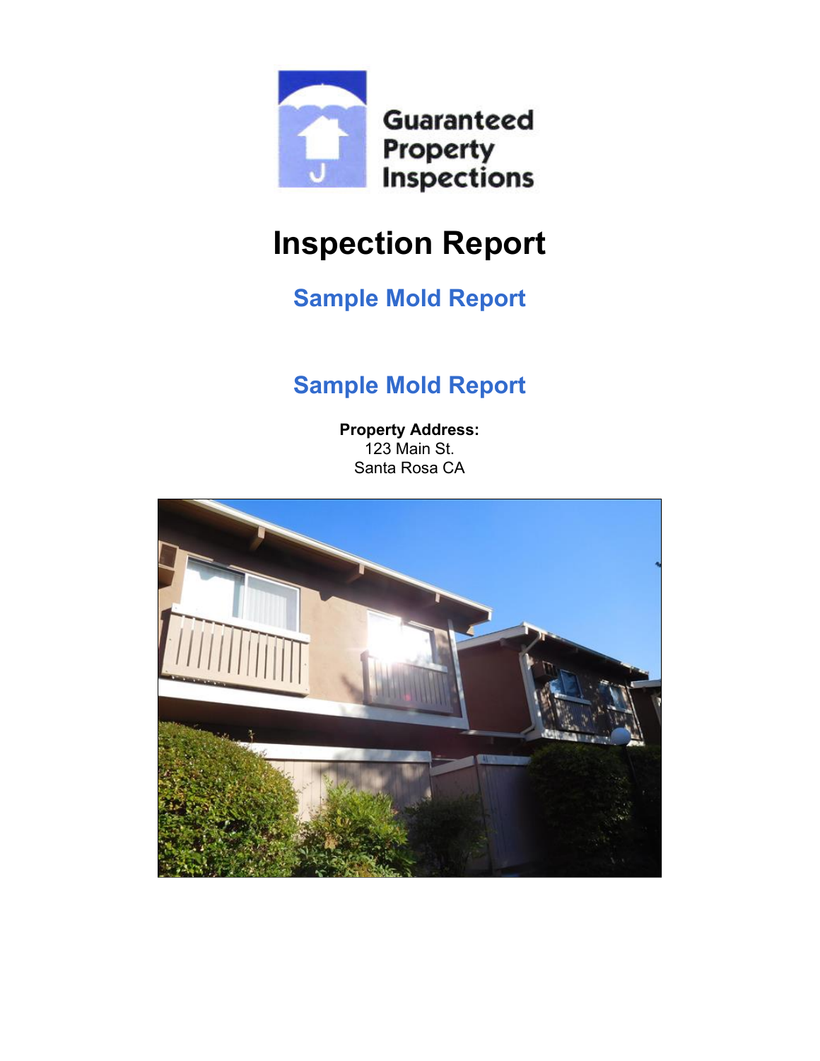Guaranteed Property Inspections

# Inspection Report

## Sample Mold Report

## Sample Mold Report

**Property Address:**
123 Main St.
Santa Rosa CA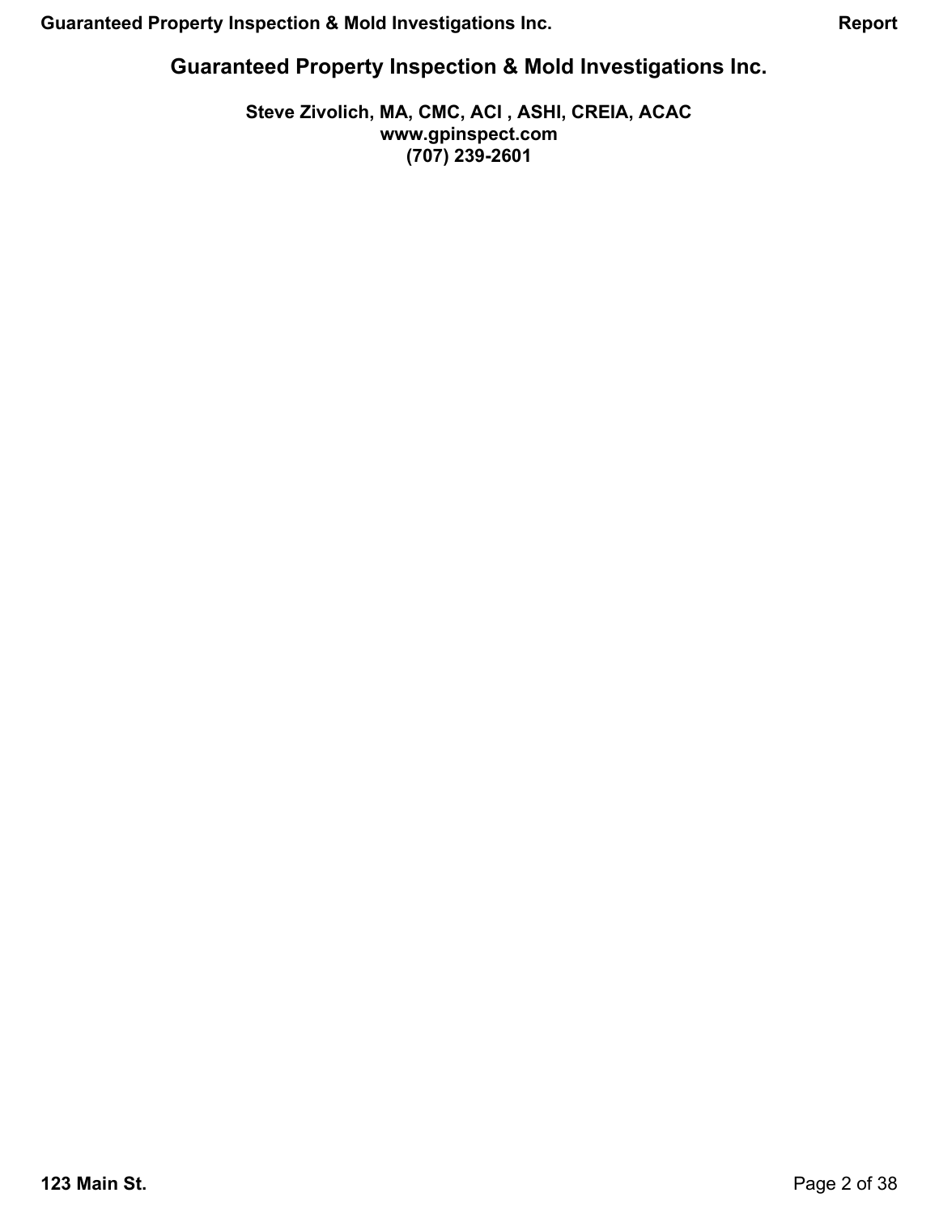# Guaranteed Property Inspection & Mold Investigations Inc.

**Steve Zivolich, MA, CMC, ACI , ASHI, CREIA, ACAC**
**www.gpinspect.com**
**(707) 239-2601**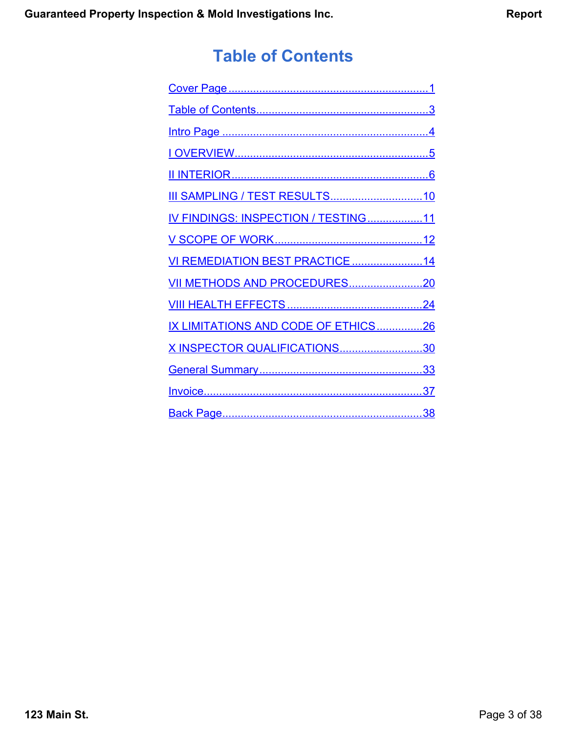# Table of Contents

Cover Page ........................................................................ 1

Table of Contents................................................................. 3

Intro Page .......................................................................... 4

I OVERVIEW........................................................................ 5

II INTERIOR.......................................................................... 6

III SAMPLING / TEST RESULTS............................................. 10

IV FINDINGS: INSPECTION / TESTING.................................. 11

V SCOPE OF WORK................................................................ 12

VI REMEDIATION BEST PRACTICE ...................................... 14

VII METHODS AND PROCEDURES........................................ 20

VIII HEALTH EFFECTS ............................................................ 24

IX LIMITATIONS AND CODE OF ETHICS .............................. 26

X INSPECTOR QUALIFICATIONS........................................... 30

General Summary.................................................................... 33

Invoice..................................................................................... 37

Back Page................................................................................ 38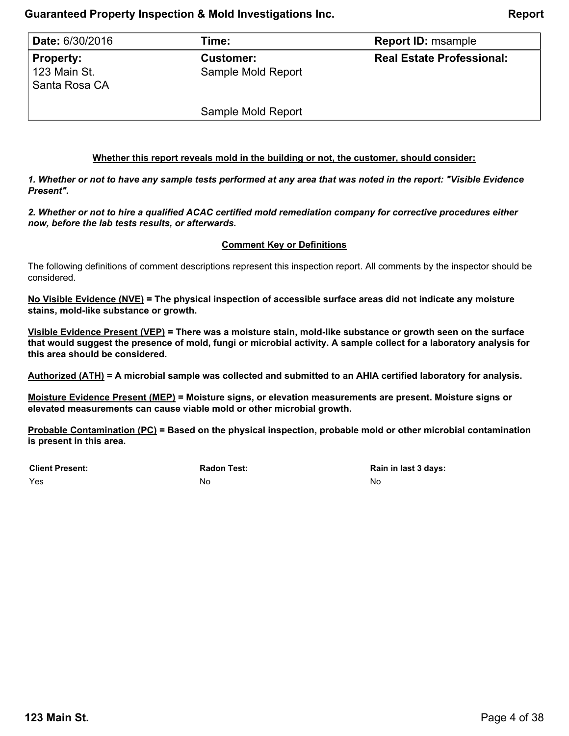| **Date:** 6/30/2016 | **Time:** | **Report ID:** msample |
| --- | --- | --- |
| **Property:**<br>123 Main St.<br>Santa Rosa CA | **Customer:**<br>Sample Mold Report<br><br>Sample Mold Report | **Real Estate Professional:** |

**Whether this report reveals mold in the building or not, the customer, should consider:**

***1. Whether or not to have any sample tests performed at any area that was noted in the report: "Visible Evidence Present".***

***2. Whether or not to hire a qualified ACAC certified mold remediation company for corrective procedures either now, before the lab tests results, or afterwards.***

**Comment Key or Definitions**

The following definitions of comment descriptions represent this inspection report. All comments by the inspector should be considered.

**No Visible Evidence (NVE) = The physical inspection of accessible surface areas did not indicate any moisture stains, mold-like substance or growth.**

**Visible Evidence Present (VEP) = There was a moisture stain, mold-like substance or growth seen on the surface that would suggest the presence of mold, fungi or microbial activity. A sample collect for a laboratory analysis for this area should be considered.**

**Authorized (ATH) = A microbial sample was collected and submitted to an AHIA certified laboratory for analysis.**

**Moisture Evidence Present (MEP) = Moisture signs, or elevation measurements are present. Moisture signs or elevated measurements can cause viable mold or other microbial growth.**

**Probable Contamination (PC) = Based on the physical inspection, probable mold or other microbial contamination is present in this area.**

| **Client Present:** | **Radon Test:** | **Rain in last 3 days:** |
| --- | --- | --- |
| Yes | No | No |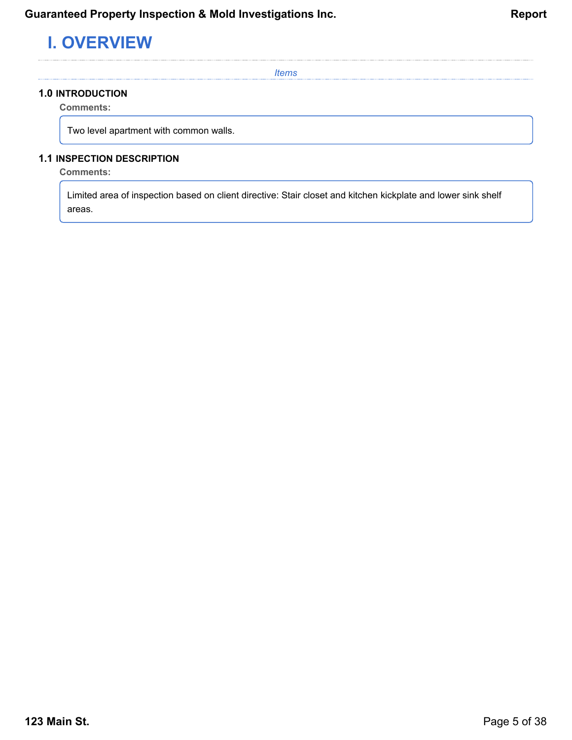# I. OVERVIEW

*Items*

### 1.0 INTRODUCTION

**Comments:**

Two level apartment with common walls.

### 1.1 INSPECTION DESCRIPTION

**Comments:**

Limited area of inspection based on client directive: Stair closet and kitchen kickplate and lower sink shelf areas.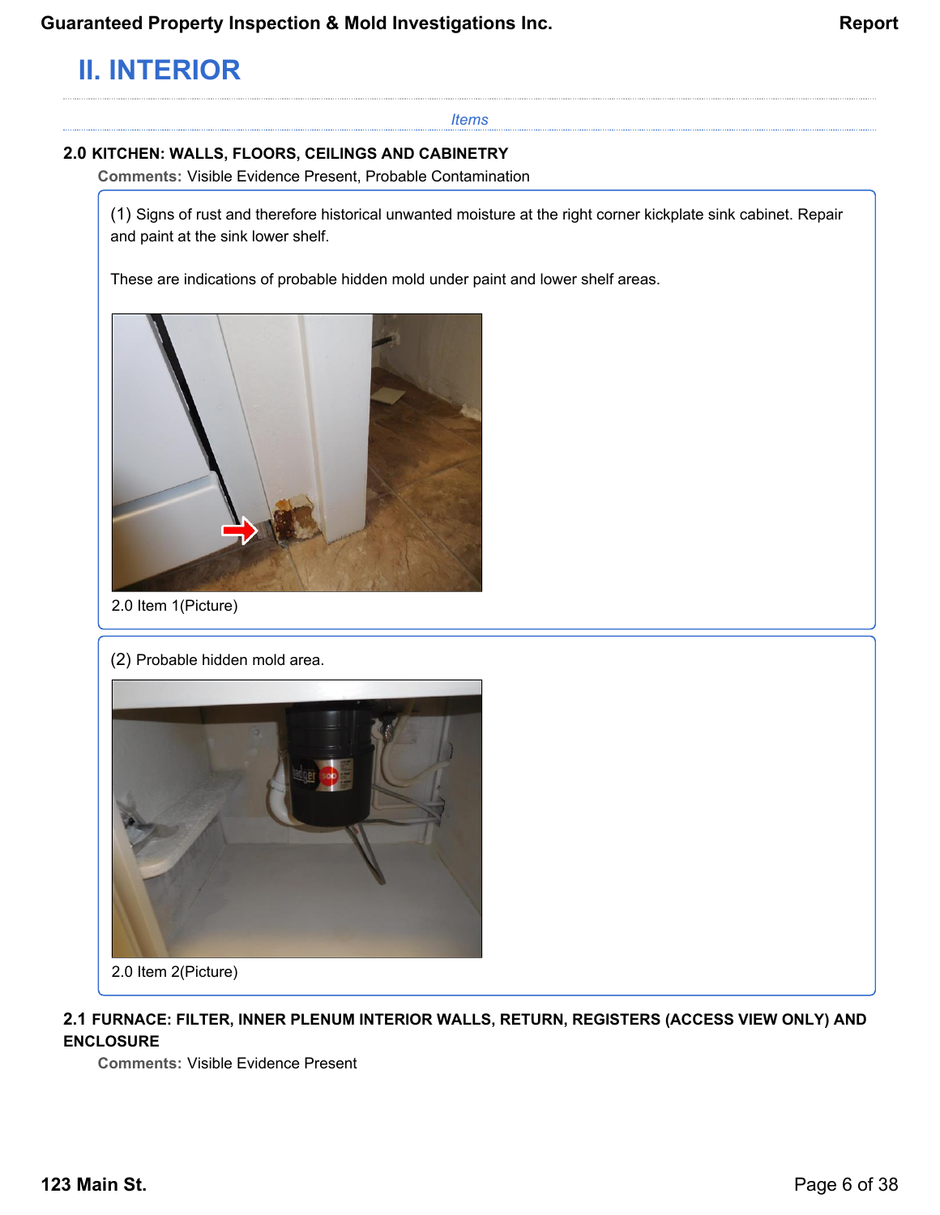# II. INTERIOR

*Items*

### 2.0 KITCHEN: WALLS, FLOORS, CEILINGS AND CABINETRY

**Comments:** Visible Evidence Present, Probable Contamination

(1) Signs of rust and therefore historical unwanted moisture at the right corner kickplate sink cabinet. Repair and paint at the sink lower shelf.

These are indications of probable hidden mold under paint and lower shelf areas.

2.0 Item 1(Picture)

(2) Probable hidden mold area.

2.0 Item 2(Picture)

### 2.1 FURNACE: FILTER, INNER PLENUM INTERIOR WALLS, RETURN, REGISTERS (ACCESS VIEW ONLY) AND ENCLOSURE

**Comments:** Visible Evidence Present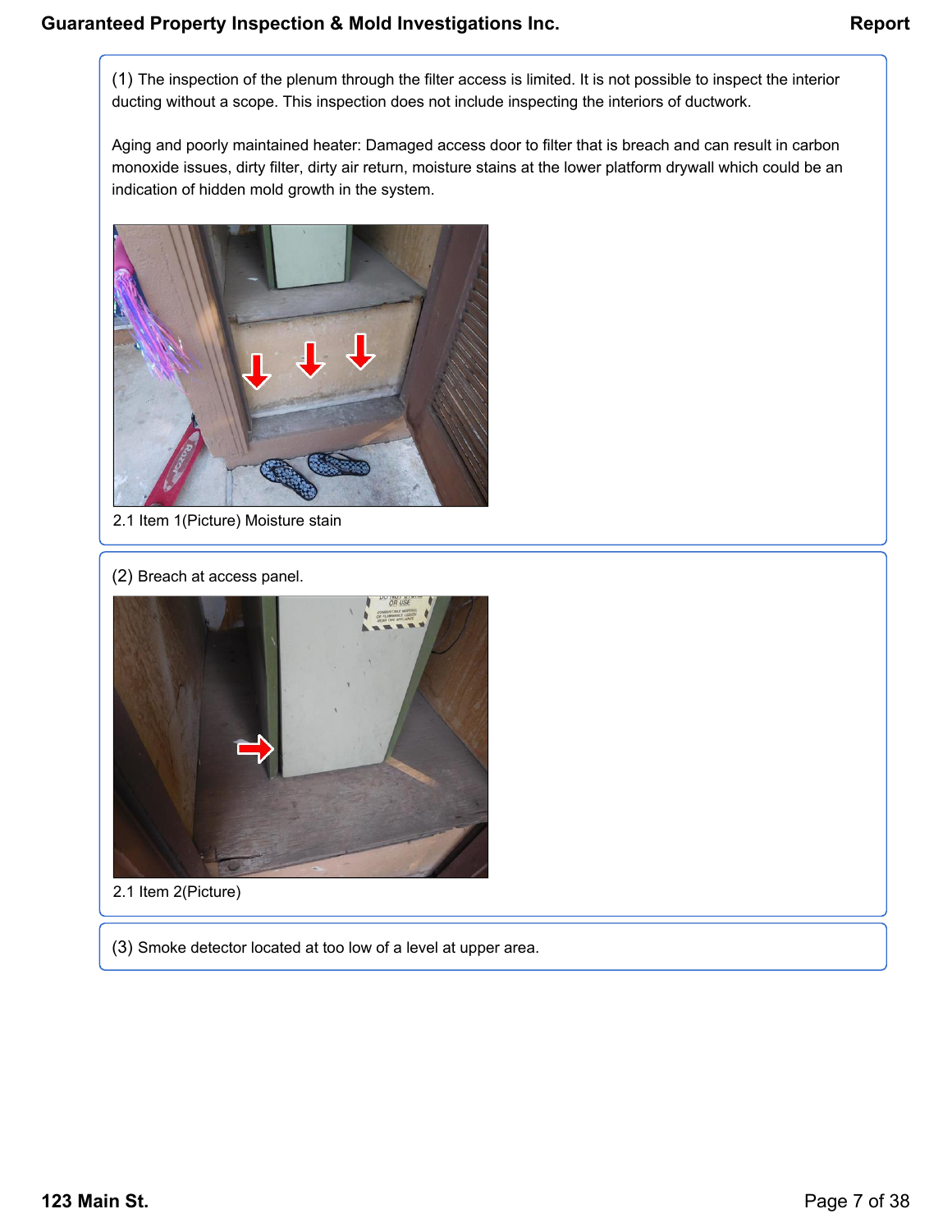(1) The inspection of the plenum through the filter access is limited. It is not possible to inspect the interior ducting without a scope. This inspection does not include inspecting the interiors of ductwork.

Aging and poorly maintained heater: Damaged access door to filter that is breach and can result in carbon monoxide issues, dirty filter, dirty air return, moisture stains at the lower platform drywall which could be an indication of hidden mold growth in the system.

2.1 Item 1(Picture) Moisture stain

(2) Breach at access panel.

2.1 Item 2(Picture)

(3) Smoke detector located at too low of a level at upper area.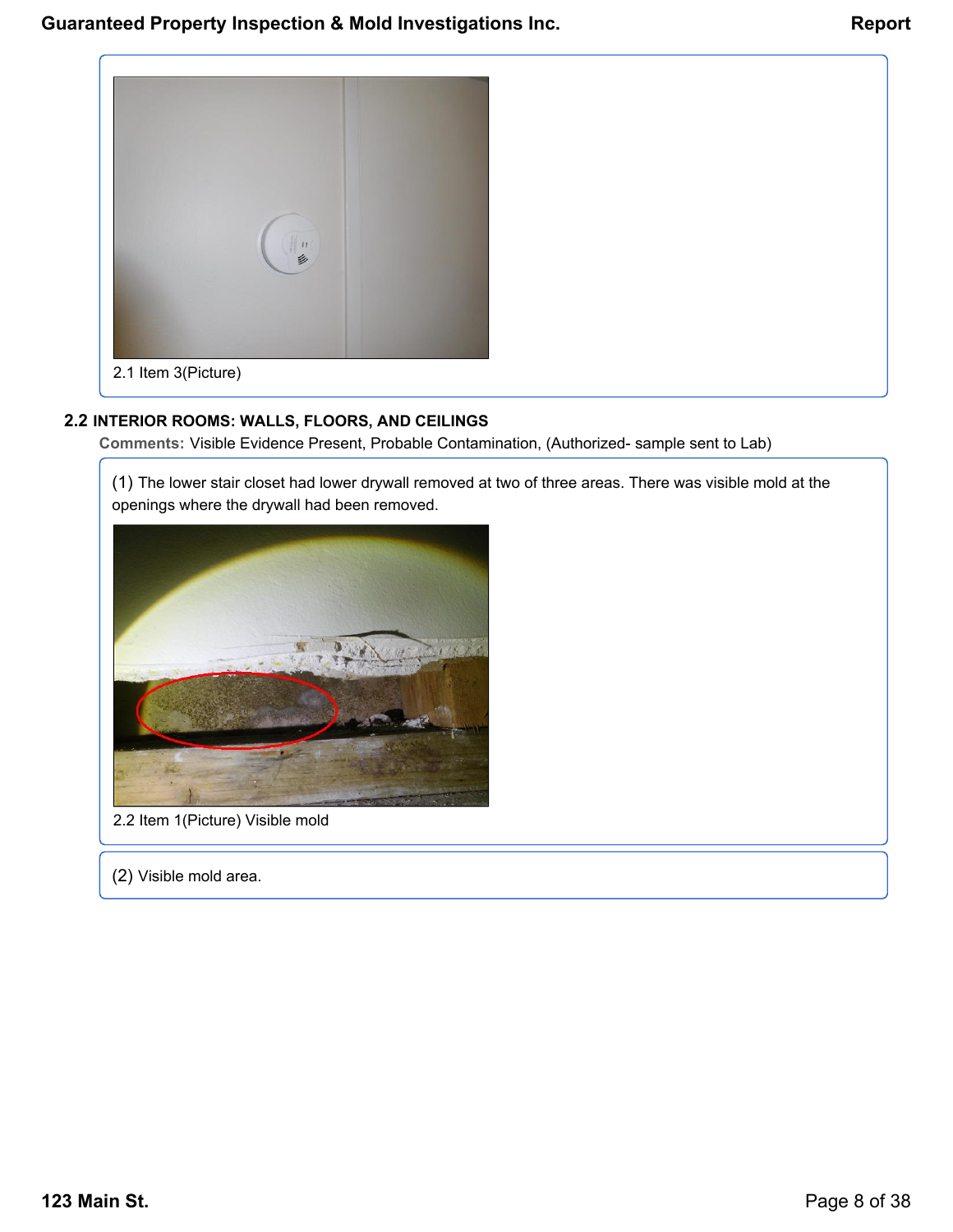2.1 Item 3(Picture)

## 2.2 INTERIOR ROOMS: WALLS, FLOORS, AND CEILINGS

**Comments:** Visible Evidence Present, Probable Contamination, (Authorized- sample sent to Lab)

(1) The lower stair closet had lower drywall removed at two of three areas. There was visible mold at the openings where the drywall had been removed.

2.2 Item 1(Picture) Visible mold

(2) Visible mold area.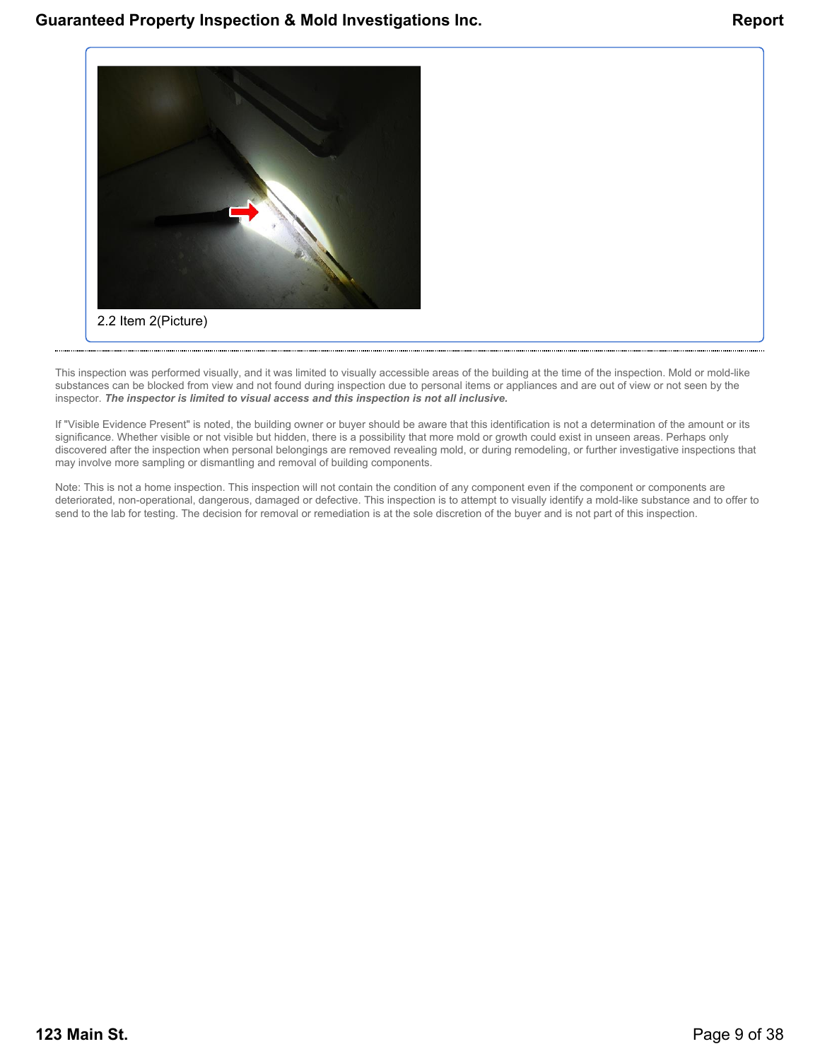2.2 Item 2(Picture)

This inspection was performed visually, and it was limited to visually accessible areas of the building at the time of the inspection. Mold or mold-like substances can be blocked from view and not found during inspection due to personal items or appliances and are out of view or not seen by the inspector. ***The inspector is limited to visual access and this inspection is not all inclusive.***

If "Visible Evidence Present" is noted, the building owner or buyer should be aware that this identification is not a determination of the amount or its significance. Whether visible or not visible but hidden, there is a possibility that more mold or growth could exist in unseen areas. Perhaps only discovered after the inspection when personal belongings are removed revealing mold, or during remodeling, or further investigative inspections that may involve more sampling or dismantling and removal of building components.

Note: This is not a home inspection. This inspection will not contain the condition of any component even if the component or components are deteriorated, non-operational, dangerous, damaged or defective. This inspection is to attempt to visually identify a mold-like substance and to offer to send to the lab for testing. The decision for removal or remediation is at the sole discretion of the buyer and is not part of this inspection.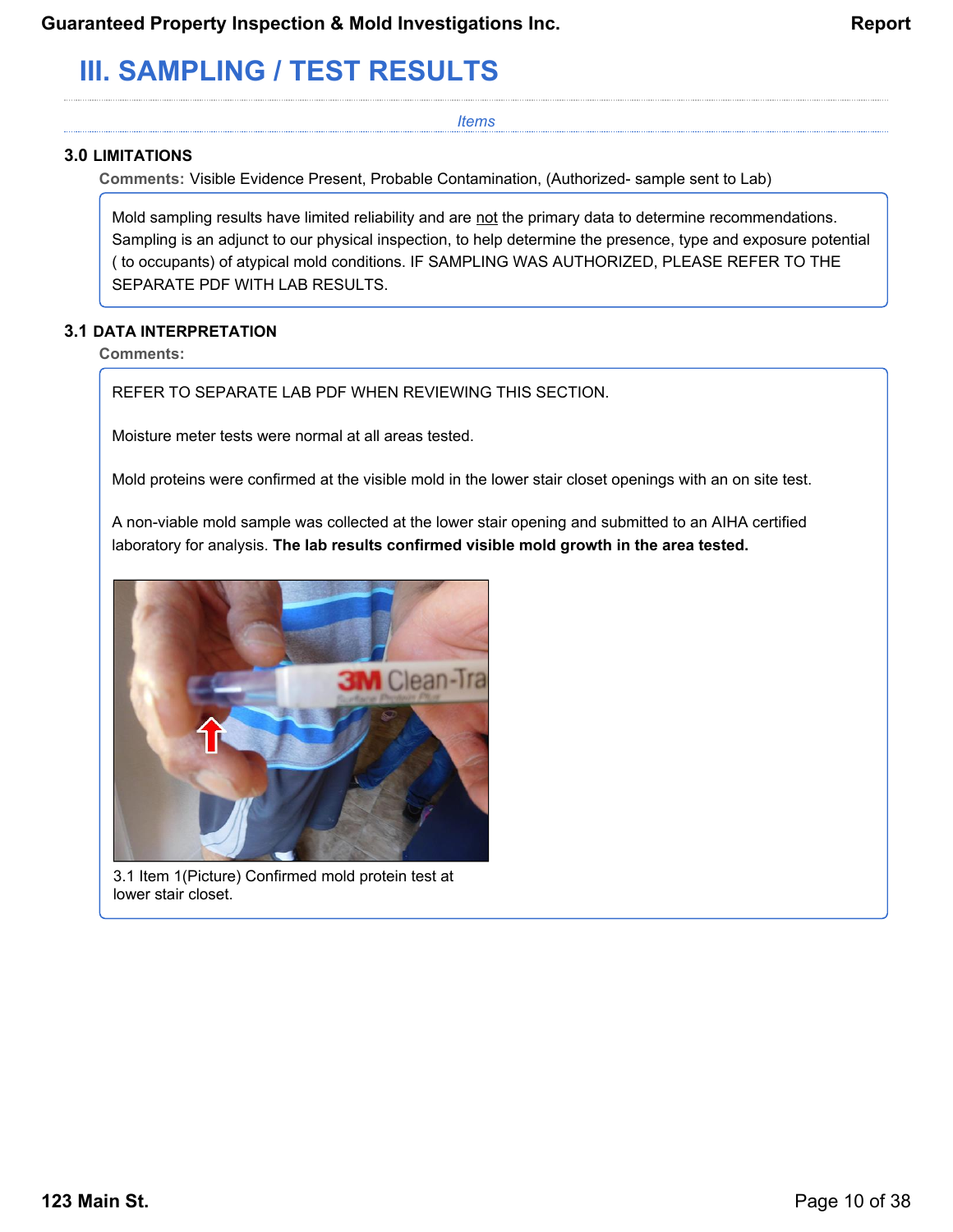# III. SAMPLING / TEST RESULTS

*Items*

### 3.0 LIMITATIONS

**Comments:** Visible Evidence Present, Probable Contamination, (Authorized- sample sent to Lab)

Mold sampling results have limited reliability and are not the primary data to determine recommendations. Sampling is an adjunct to our physical inspection, to help determine the presence, type and exposure potential ( to occupants) of atypical mold conditions. IF SAMPLING WAS AUTHORIZED, PLEASE REFER TO THE SEPARATE PDF WITH LAB RESULTS.

### 3.1 DATA INTERPRETATION

**Comments:**

REFER TO SEPARATE LAB PDF WHEN REVIEWING THIS SECTION.

Moisture meter tests were normal at all areas tested.

Mold proteins were confirmed at the visible mold in the lower stair closet openings with an on site test.

A non-viable mold sample was collected at the lower stair opening and submitted to an AIHA certified laboratory for analysis. **The lab results confirmed visible mold growth in the area tested.**

3.1 Item 1(Picture) Confirmed mold protein test at lower stair closet.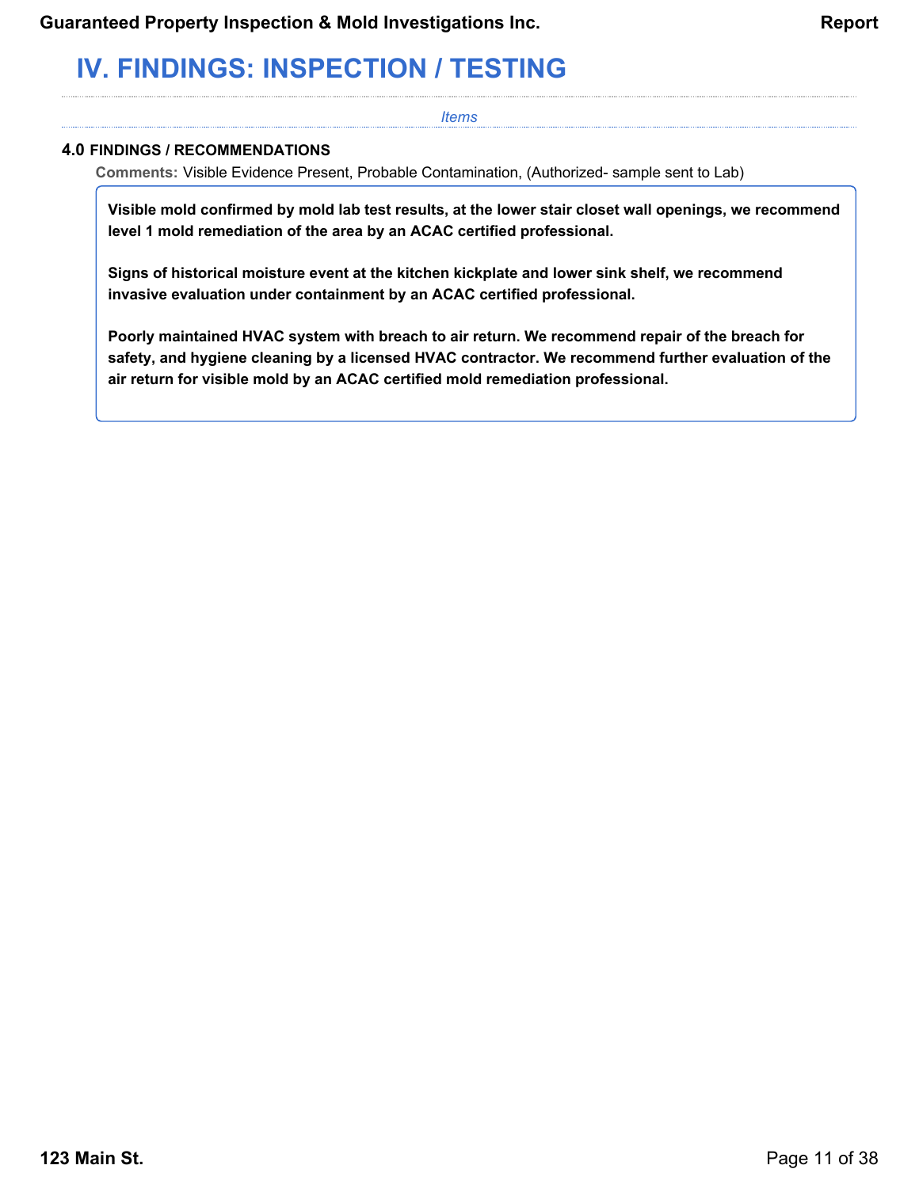# IV. FINDINGS: INSPECTION / TESTING

*Items*

### 4.0 FINDINGS / RECOMMENDATIONS

**Comments:** Visible Evidence Present, Probable Contamination, (Authorized- sample sent to Lab)

**Visible mold confirmed by mold lab test results, at the lower stair closet wall openings, we recommend level 1 mold remediation of the area by an ACAC certified professional.**

**Signs of historical moisture event at the kitchen kickplate and lower sink shelf, we recommend invasive evaluation under containment by an ACAC certified professional.**

**Poorly maintained HVAC system with breach to air return. We recommend repair of the breach for safety, and hygiene cleaning by a licensed HVAC contractor. We recommend further evaluation of the air return for visible mold by an ACAC certified mold remediation professional.**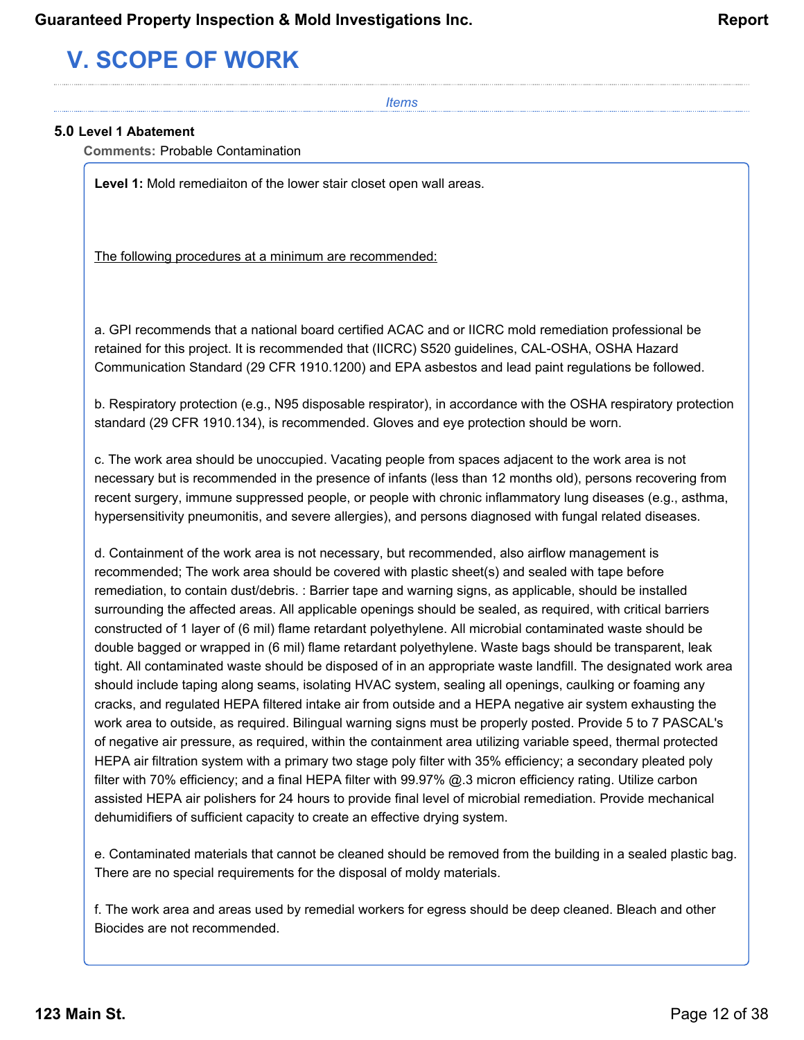# V. SCOPE OF WORK

*Items*

### 5.0 Level 1 Abatement

**Comments:** Probable Contamination

**Level 1:** Mold remediaiton of the lower stair closet open wall areas.

<u>The following procedures at a minimum are recommended:</u>

a. GPI recommends that a national board certified ACAC and or IICRC mold remediation professional be retained for this project. It is recommended that (IICRC) S520 guidelines, CAL-OSHA, OSHA Hazard Communication Standard (29 CFR 1910.1200) and EPA asbestos and lead paint regulations be followed.

b. Respiratory protection (e.g., N95 disposable respirator), in accordance with the OSHA respiratory protection standard (29 CFR 1910.134), is recommended. Gloves and eye protection should be worn.

c. The work area should be unoccupied. Vacating people from spaces adjacent to the work area is not necessary but is recommended in the presence of infants (less than 12 months old), persons recovering from recent surgery, immune suppressed people, or people with chronic inflammatory lung diseases (e.g., asthma, hypersensitivity pneumonitis, and severe allergies), and persons diagnosed with fungal related diseases.

d. Containment of the work area is not necessary, but recommended, also airflow management is recommended; The work area should be covered with plastic sheet(s) and sealed with tape before remediation, to contain dust/debris. : Barrier tape and warning signs, as applicable, should be installed surrounding the affected areas. All applicable openings should be sealed, as required, with critical barriers constructed of 1 layer of (6 mil) flame retardant polyethylene. All microbial contaminated waste should be double bagged or wrapped in (6 mil) flame retardant polyethylene. Waste bags should be transparent, leak tight. All contaminated waste should be disposed of in an appropriate waste landfill. The designated work area should include taping along seams, isolating HVAC system, sealing all openings, caulking or foaming any cracks, and regulated HEPA filtered intake air from outside and a HEPA negative air system exhausting the work area to outside, as required. Bilingual warning signs must be properly posted. Provide 5 to 7 PASCAL's of negative air pressure, as required, within the containment area utilizing variable speed, thermal protected HEPA air filtration system with a primary two stage poly filter with 35% efficiency; a secondary pleated poly filter with 70% efficiency; and a final HEPA filter with 99.97% @.3 micron efficiency rating. Utilize carbon assisted HEPA air polishers for 24 hours to provide final level of microbial remediation. Provide mechanical dehumidifiers of sufficient capacity to create an effective drying system.

e. Contaminated materials that cannot be cleaned should be removed from the building in a sealed plastic bag. There are no special requirements for the disposal of moldy materials.

f. The work area and areas used by remedial workers for egress should be deep cleaned. Bleach and other Biocides are not recommended.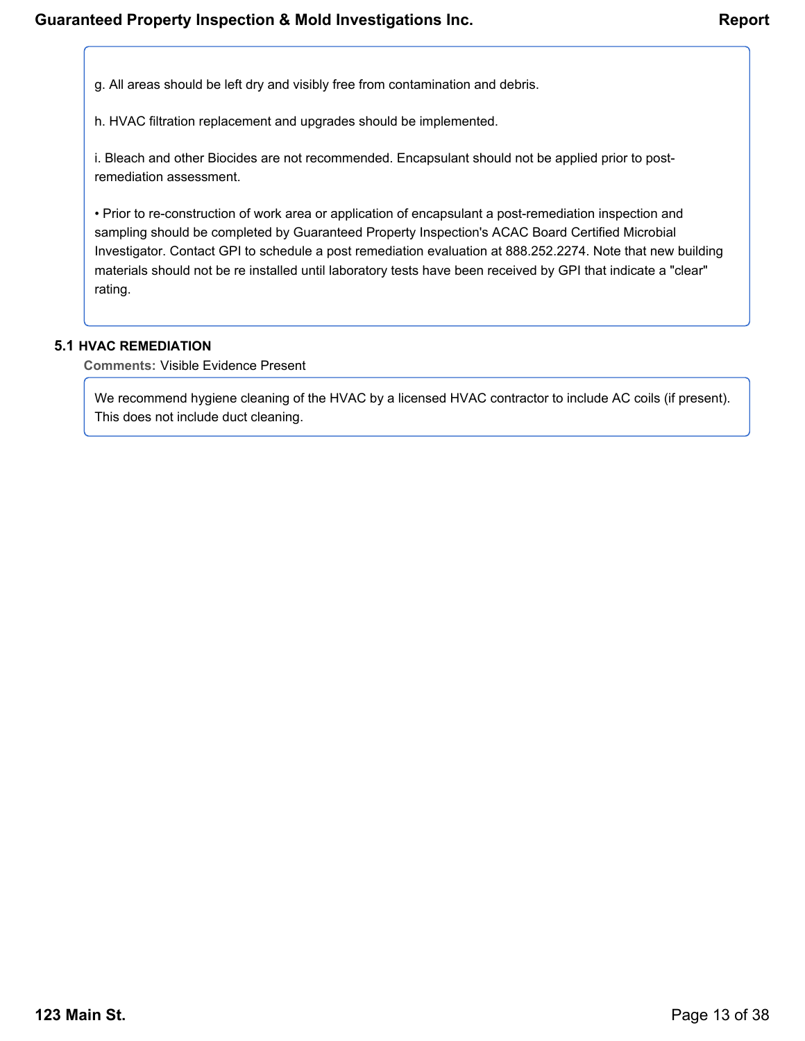g. All areas should be left dry and visibly free from contamination and debris.

h. HVAC filtration replacement and upgrades should be implemented.

i. Bleach and other Biocides are not recommended. Encapsulant should not be applied prior to post-remediation assessment.

• Prior to re-construction of work area or application of encapsulant a post-remediation inspection and sampling should be completed by Guaranteed Property Inspection's ACAC Board Certified Microbial Investigator. Contact GPI to schedule a post remediation evaluation at 888.252.2274. Note that new building materials should not be re installed until laboratory tests have been received by GPI that indicate a "clear" rating.

### 5.1 HVAC REMEDIATION

**Comments:** Visible Evidence Present

We recommend hygiene cleaning of the HVAC by a licensed HVAC contractor to include AC coils (if present). This does not include duct cleaning.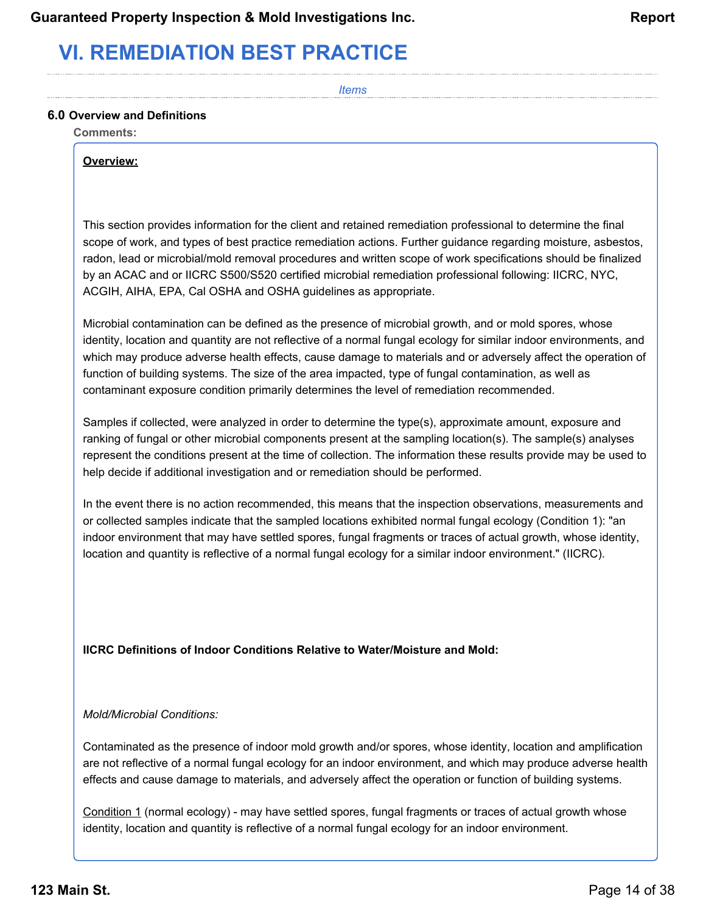# VI. REMEDIATION BEST PRACTICE

*Items*

### 6.0 Overview and Definitions

**Comments:**

**Overview:**

This section provides information for the client and retained remediation professional to determine the final scope of work, and types of best practice remediation actions. Further guidance regarding moisture, asbestos, radon, lead or microbial/mold removal procedures and written scope of work specifications should be finalized by an ACAC and or IICRC S500/S520 certified microbial remediation professional following: IICRC, NYC, ACGIH, AIHA, EPA, Cal OSHA and OSHA guidelines as appropriate.

Microbial contamination can be defined as the presence of microbial growth, and or mold spores, whose identity, location and quantity are not reflective of a normal fungal ecology for similar indoor environments, and which may produce adverse health effects, cause damage to materials and or adversely affect the operation of function of building systems. The size of the area impacted, type of fungal contamination, as well as contaminant exposure condition primarily determines the level of remediation recommended.

Samples if collected, were analyzed in order to determine the type(s), approximate amount, exposure and ranking of fungal or other microbial components present at the sampling location(s). The sample(s) analyses represent the conditions present at the time of collection. The information these results provide may be used to help decide if additional investigation and or remediation should be performed.

In the event there is no action recommended, this means that the inspection observations, measurements and or collected samples indicate that the sampled locations exhibited normal fungal ecology (Condition 1): "an indoor environment that may have settled spores, fungal fragments or traces of actual growth, whose identity, location and quantity is reflective of a normal fungal ecology for a similar indoor environment." (IICRC).

**IICRC Definitions of Indoor Conditions Relative to Water/Moisture and Mold:**

*Mold/Microbial Conditions:*

Contaminated as the presence of indoor mold growth and/or spores, whose identity, location and amplification are not reflective of a normal fungal ecology for an indoor environment, and which may produce adverse health effects and cause damage to materials, and adversely affect the operation or function of building systems.

Condition 1 (normal ecology) - may have settled spores, fungal fragments or traces of actual growth whose identity, location and quantity is reflective of a normal fungal ecology for an indoor environment.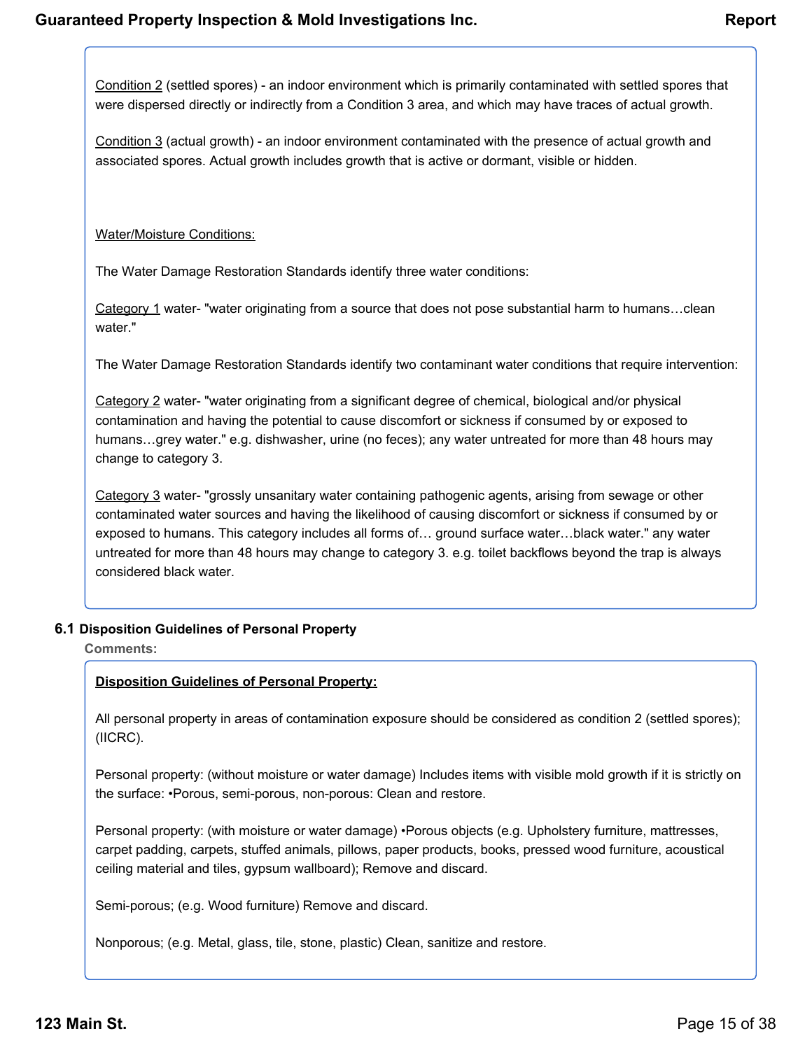Condition 2 (settled spores) - an indoor environment which is primarily contaminated with settled spores that were dispersed directly or indirectly from a Condition 3 area, and which may have traces of actual growth.

Condition 3 (actual growth) - an indoor environment contaminated with the presence of actual growth and associated spores. Actual growth includes growth that is active or dormant, visible or hidden.

Water/Moisture Conditions:

The Water Damage Restoration Standards identify three water conditions:

Category 1 water- "water originating from a source that does not pose substantial harm to humans…clean water."

The Water Damage Restoration Standards identify two contaminant water conditions that require intervention:

Category 2 water- "water originating from a significant degree of chemical, biological and/or physical contamination and having the potential to cause discomfort or sickness if consumed by or exposed to humans…grey water." e.g. dishwasher, urine (no feces); any water untreated for more than 48 hours may change to category 3.

Category 3 water- "grossly unsanitary water containing pathogenic agents, arising from sewage or other contaminated water sources and having the likelihood of causing discomfort or sickness if consumed by or exposed to humans. This category includes all forms of… ground surface water…black water." any water untreated for more than 48 hours may change to category 3. e.g. toilet backflows beyond the trap is always considered black water.

### 6.1 Disposition Guidelines of Personal Property

**Comments:**

**Disposition Guidelines of Personal Property:**

All personal property in areas of contamination exposure should be considered as condition 2 (settled spores); (IICRC).

Personal property: (without moisture or water damage) Includes items with visible mold growth if it is strictly on the surface: •Porous, semi-porous, non-porous: Clean and restore.

Personal property: (with moisture or water damage) •Porous objects (e.g. Upholstery furniture, mattresses, carpet padding, carpets, stuffed animals, pillows, paper products, books, pressed wood furniture, acoustical ceiling material and tiles, gypsum wallboard); Remove and discard.

Semi-porous; (e.g. Wood furniture) Remove and discard.

Nonporous; (e.g. Metal, glass, tile, stone, plastic) Clean, sanitize and restore.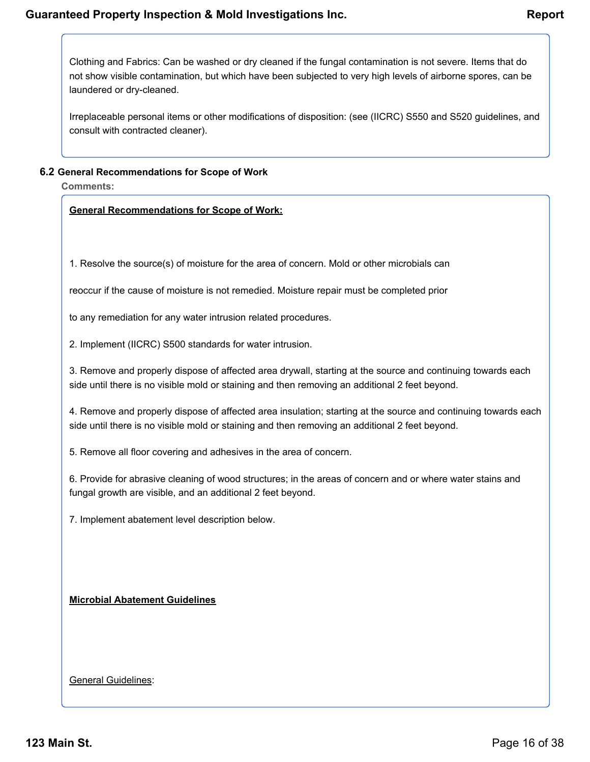Clothing and Fabrics: Can be washed or dry cleaned if the fungal contamination is not severe. Items that do not show visible contamination, but which have been subjected to very high levels of airborne spores, can be laundered or dry-cleaned.

Irreplaceable personal items or other modifications of disposition: (see (IICRC) S550 and S520 guidelines, and consult with contracted cleaner).

### 6.2 General Recommendations for Scope of Work

**Comments:**

**<u>General Recommendations for Scope of Work:</u>**

1. Resolve the source(s) of moisture for the area of concern. Mold or other microbials can

reoccur if the cause of moisture is not remedied. Moisture repair must be completed prior

to any remediation for any water intrusion related procedures.

2. Implement (IICRC) S500 standards for water intrusion.

3. Remove and properly dispose of affected area drywall, starting at the source and continuing towards each side until there is no visible mold or staining and then removing an additional 2 feet beyond.

4. Remove and properly dispose of affected area insulation; starting at the source and continuing towards each side until there is no visible mold or staining and then removing an additional 2 feet beyond.

5. Remove all floor covering and adhesives in the area of concern.

6. Provide for abrasive cleaning of wood structures; in the areas of concern and or where water stains and fungal growth are visible, and an additional 2 feet beyond.

7. Implement abatement level description below.

**<u>Microbial Abatement Guidelines</u>**

<u>General Guidelines</u>: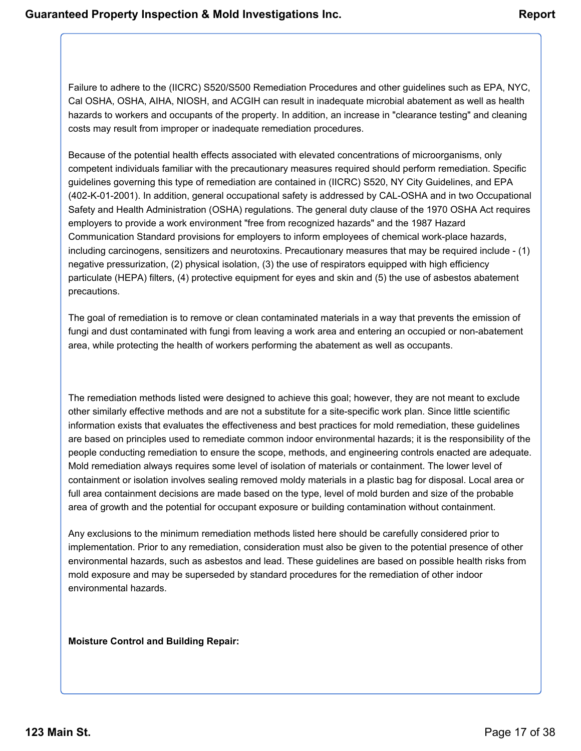Failure to adhere to the (IICRC) S520/S500 Remediation Procedures and other guidelines such as EPA, NYC, Cal OSHA, OSHA, AIHA, NIOSH, and ACGIH can result in inadequate microbial abatement as well as health hazards to workers and occupants of the property. In addition, an increase in "clearance testing" and cleaning costs may result from improper or inadequate remediation procedures.

Because of the potential health effects associated with elevated concentrations of microorganisms, only competent individuals familiar with the precautionary measures required should perform remediation. Specific guidelines governing this type of remediation are contained in (IICRC) S520, NY City Guidelines, and EPA (402-K-01-2001). In addition, general occupational safety is addressed by CAL-OSHA and in two Occupational Safety and Health Administration (OSHA) regulations. The general duty clause of the 1970 OSHA Act requires employers to provide a work environment "free from recognized hazards" and the 1987 Hazard Communication Standard provisions for employers to inform employees of chemical work-place hazards, including carcinogens, sensitizers and neurotoxins. Precautionary measures that may be required include - (1) negative pressurization, (2) physical isolation, (3) the use of respirators equipped with high efficiency particulate (HEPA) filters, (4) protective equipment for eyes and skin and (5) the use of asbestos abatement precautions.

The goal of remediation is to remove or clean contaminated materials in a way that prevents the emission of fungi and dust contaminated with fungi from leaving a work area and entering an occupied or non-abatement area, while protecting the health of workers performing the abatement as well as occupants.

The remediation methods listed were designed to achieve this goal; however, they are not meant to exclude other similarly effective methods and are not a substitute for a site-specific work plan. Since little scientific information exists that evaluates the effectiveness and best practices for mold remediation, these guidelines are based on principles used to remediate common indoor environmental hazards; it is the responsibility of the people conducting remediation to ensure the scope, methods, and engineering controls enacted are adequate. Mold remediation always requires some level of isolation of materials or containment. The lower level of containment or isolation involves sealing removed moldy materials in a plastic bag for disposal. Local area or full area containment decisions are made based on the type, level of mold burden and size of the probable area of growth and the potential for occupant exposure or building contamination without containment.

Any exclusions to the minimum remediation methods listed here should be carefully considered prior to implementation. Prior to any remediation, consideration must also be given to the potential presence of other environmental hazards, such as asbestos and lead. These guidelines are based on possible health risks from mold exposure and may be superseded by standard procedures for the remediation of other indoor environmental hazards.

**Moisture Control and Building Repair:**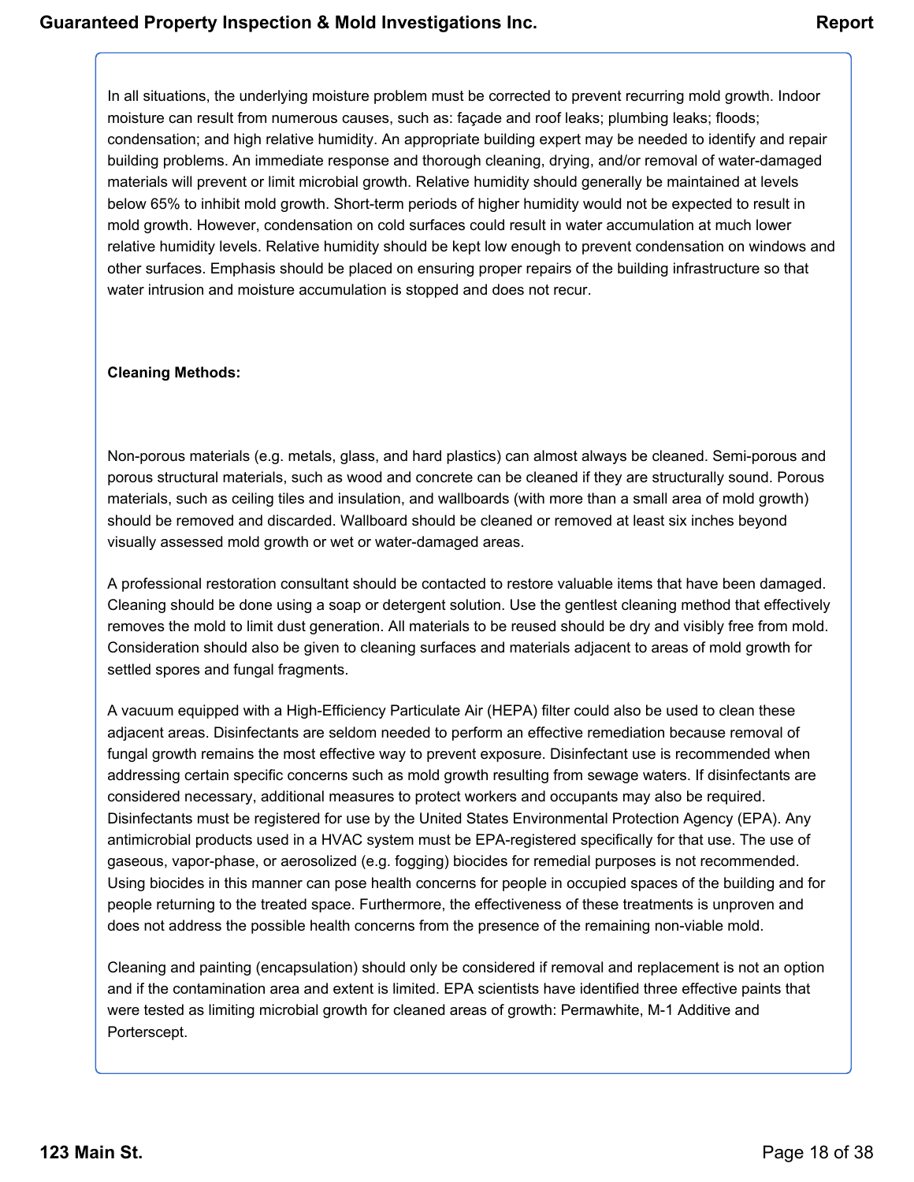In all situations, the underlying moisture problem must be corrected to prevent recurring mold growth. Indoor moisture can result from numerous causes, such as: façade and roof leaks; plumbing leaks; floods; condensation; and high relative humidity. An appropriate building expert may be needed to identify and repair building problems. An immediate response and thorough cleaning, drying, and/or removal of water-damaged materials will prevent or limit microbial growth. Relative humidity should generally be maintained at levels below 65% to inhibit mold growth. Short-term periods of higher humidity would not be expected to result in mold growth. However, condensation on cold surfaces could result in water accumulation at much lower relative humidity levels. Relative humidity should be kept low enough to prevent condensation on windows and other surfaces. Emphasis should be placed on ensuring proper repairs of the building infrastructure so that water intrusion and moisture accumulation is stopped and does not recur.

**Cleaning Methods:**

Non-porous materials (e.g. metals, glass, and hard plastics) can almost always be cleaned. Semi-porous and porous structural materials, such as wood and concrete can be cleaned if they are structurally sound. Porous materials, such as ceiling tiles and insulation, and wallboards (with more than a small area of mold growth) should be removed and discarded. Wallboard should be cleaned or removed at least six inches beyond visually assessed mold growth or wet or water-damaged areas.

A professional restoration consultant should be contacted to restore valuable items that have been damaged. Cleaning should be done using a soap or detergent solution. Use the gentlest cleaning method that effectively removes the mold to limit dust generation. All materials to be reused should be dry and visibly free from mold. Consideration should also be given to cleaning surfaces and materials adjacent to areas of mold growth for settled spores and fungal fragments.

A vacuum equipped with a High-Efficiency Particulate Air (HEPA) filter could also be used to clean these adjacent areas. Disinfectants are seldom needed to perform an effective remediation because removal of fungal growth remains the most effective way to prevent exposure. Disinfectant use is recommended when addressing certain specific concerns such as mold growth resulting from sewage waters. If disinfectants are considered necessary, additional measures to protect workers and occupants may also be required. Disinfectants must be registered for use by the United States Environmental Protection Agency (EPA). Any antimicrobial products used in a HVAC system must be EPA-registered specifically for that use. The use of gaseous, vapor-phase, or aerosolized (e.g. fogging) biocides for remedial purposes is not recommended. Using biocides in this manner can pose health concerns for people in occupied spaces of the building and for people returning to the treated space. Furthermore, the effectiveness of these treatments is unproven and does not address the possible health concerns from the presence of the remaining non-viable mold.

Cleaning and painting (encapsulation) should only be considered if removal and replacement is not an option and if the contamination area and extent is limited. EPA scientists have identified three effective paints that were tested as limiting microbial growth for cleaned areas of growth: Permawhite, M-1 Additive and Porterscept.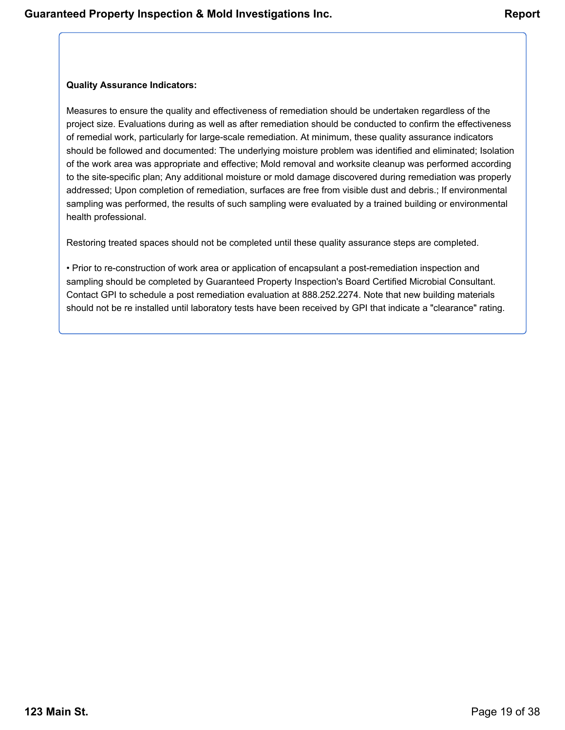**Quality Assurance Indicators:**

Measures to ensure the quality and effectiveness of remediation should be undertaken regardless of the project size. Evaluations during as well as after remediation should be conducted to confirm the effectiveness of remedial work, particularly for large-scale remediation. At minimum, these quality assurance indicators should be followed and documented: The underlying moisture problem was identified and eliminated; Isolation of the work area was appropriate and effective; Mold removal and worksite cleanup was performed according to the site-specific plan; Any additional moisture or mold damage discovered during remediation was properly addressed; Upon completion of remediation, surfaces are free from visible dust and debris.; If environmental sampling was performed, the results of such sampling were evaluated by a trained building or environmental health professional.

Restoring treated spaces should not be completed until these quality assurance steps are completed.

• Prior to re-construction of work area or application of encapsulant a post-remediation inspection and sampling should be completed by Guaranteed Property Inspection's Board Certified Microbial Consultant. Contact GPI to schedule a post remediation evaluation at 888.252.2274. Note that new building materials should not be re installed until laboratory tests have been received by GPI that indicate a "clearance" rating.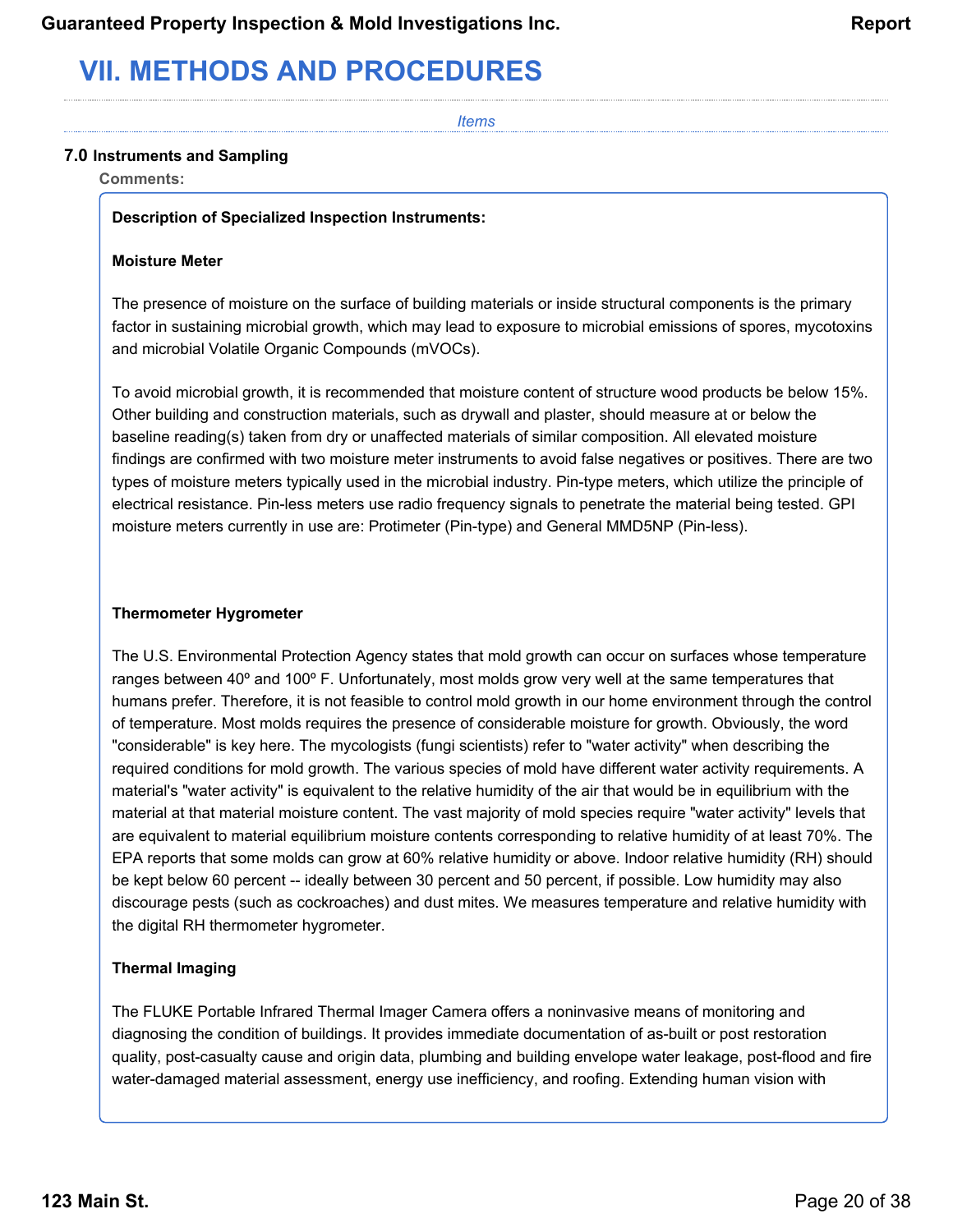# VII. METHODS AND PROCEDURES

*Items*

### 7.0 Instruments and Sampling

**Comments:**

**Description of Specialized Inspection Instruments:**

**Moisture Meter**

The presence of moisture on the surface of building materials or inside structural components is the primary factor in sustaining microbial growth, which may lead to exposure to microbial emissions of spores, mycotoxins and microbial Volatile Organic Compounds (mVOCs).

To avoid microbial growth, it is recommended that moisture content of structure wood products be below 15%. Other building and construction materials, such as drywall and plaster, should measure at or below the baseline reading(s) taken from dry or unaffected materials of similar composition. All elevated moisture findings are confirmed with two moisture meter instruments to avoid false negatives or positives. There are two types of moisture meters typically used in the microbial industry. Pin-type meters, which utilize the principle of electrical resistance. Pin-less meters use radio frequency signals to penetrate the material being tested. GPI moisture meters currently in use are: Protimeter (Pin-type) and General MMD5NP (Pin-less).

**Thermometer Hygrometer**

The U.S. Environmental Protection Agency states that mold growth can occur on surfaces whose temperature ranges between 40º and 100º F. Unfortunately, most molds grow very well at the same temperatures that humans prefer. Therefore, it is not feasible to control mold growth in our home environment through the control of temperature. Most molds requires the presence of considerable moisture for growth. Obviously, the word "considerable" is key here. The mycologists (fungi scientists) refer to "water activity" when describing the required conditions for mold growth. The various species of mold have different water activity requirements. A material's "water activity" is equivalent to the relative humidity of the air that would be in equilibrium with the material at that material moisture content. The vast majority of mold species require "water activity" levels that are equivalent to material equilibrium moisture contents corresponding to relative humidity of at least 70%. The EPA reports that some molds can grow at 60% relative humidity or above. Indoor relative humidity (RH) should be kept below 60 percent -- ideally between 30 percent and 50 percent, if possible. Low humidity may also discourage pests (such as cockroaches) and dust mites. We measures temperature and relative humidity with the digital RH thermometer hygrometer.

**Thermal Imaging**

The FLUKE Portable Infrared Thermal Imager Camera offers a noninvasive means of monitoring and diagnosing the condition of buildings. It provides immediate documentation of as-built or post restoration quality, post-casualty cause and origin data, plumbing and building envelope water leakage, post-flood and fire water-damaged material assessment, energy use inefficiency, and roofing. Extending human vision with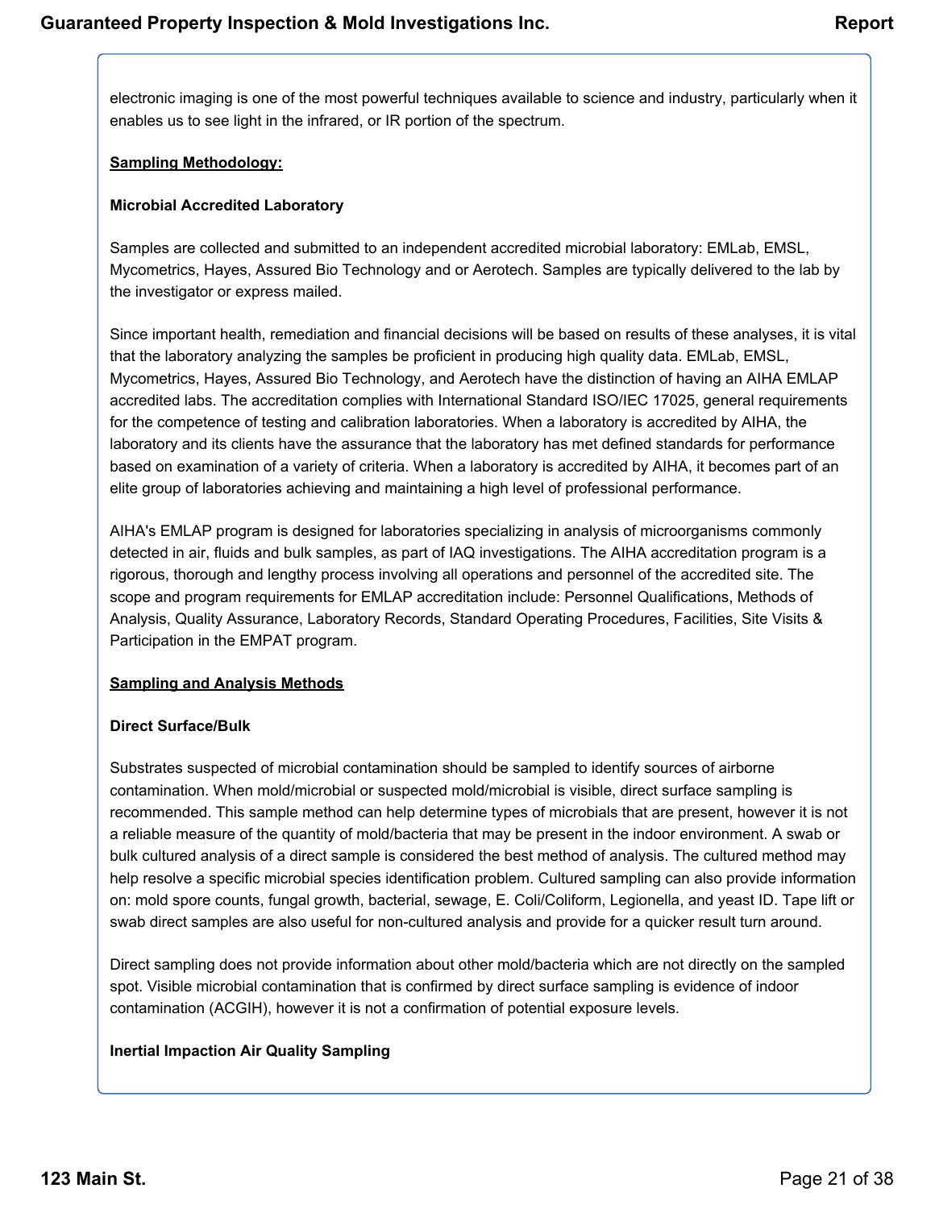electronic imaging is one of the most powerful techniques available to science and industry, particularly when it enables us to see light in the infrared, or IR portion of the spectrum.

**<u>Sampling Methodology:</u>**

**Microbial Accredited Laboratory**

Samples are collected and submitted to an independent accredited microbial laboratory: EMLab, EMSL, Mycometrics, Hayes, Assured Bio Technology and or Aerotech. Samples are typically delivered to the lab by the investigator or express mailed.

Since important health, remediation and financial decisions will be based on results of these analyses, it is vital that the laboratory analyzing the samples be proficient in producing high quality data. EMLab, EMSL, Mycometrics, Hayes, Assured Bio Technology, and Aerotech have the distinction of having an AIHA EMLAP accredited labs. The accreditation complies with International Standard ISO/IEC 17025, general requirements for the competence of testing and calibration laboratories. When a laboratory is accredited by AIHA, the laboratory and its clients have the assurance that the laboratory has met defined standards for performance based on examination of a variety of criteria. When a laboratory is accredited by AIHA, it becomes part of an elite group of laboratories achieving and maintaining a high level of professional performance.

AIHA's EMLAP program is designed for laboratories specializing in analysis of microorganisms commonly detected in air, fluids and bulk samples, as part of IAQ investigations. The AIHA accreditation program is a rigorous, thorough and lengthy process involving all operations and personnel of the accredited site. The scope and program requirements for EMLAP accreditation include: Personnel Qualifications, Methods of Analysis, Quality Assurance, Laboratory Records, Standard Operating Procedures, Facilities, Site Visits & Participation in the EMPAT program.

**<u>Sampling and Analysis Methods</u>**

**Direct Surface/Bulk**

Substrates suspected of microbial contamination should be sampled to identify sources of airborne contamination. When mold/microbial or suspected mold/microbial is visible, direct surface sampling is recommended. This sample method can help determine types of microbials that are present, however it is not a reliable measure of the quantity of mold/bacteria that may be present in the indoor environment. A swab or bulk cultured analysis of a direct sample is considered the best method of analysis. The cultured method may help resolve a specific microbial species identification problem. Cultured sampling can also provide information on: mold spore counts, fungal growth, bacterial, sewage, E. Coli/Coliform, Legionella, and yeast ID. Tape lift or swab direct samples are also useful for non-cultured analysis and provide for a quicker result turn around.

Direct sampling does not provide information about other mold/bacteria which are not directly on the sampled spot. Visible microbial contamination that is confirmed by direct surface sampling is evidence of indoor contamination (ACGIH), however it is not a confirmation of potential exposure levels.

**Inertial Impaction Air Quality Sampling**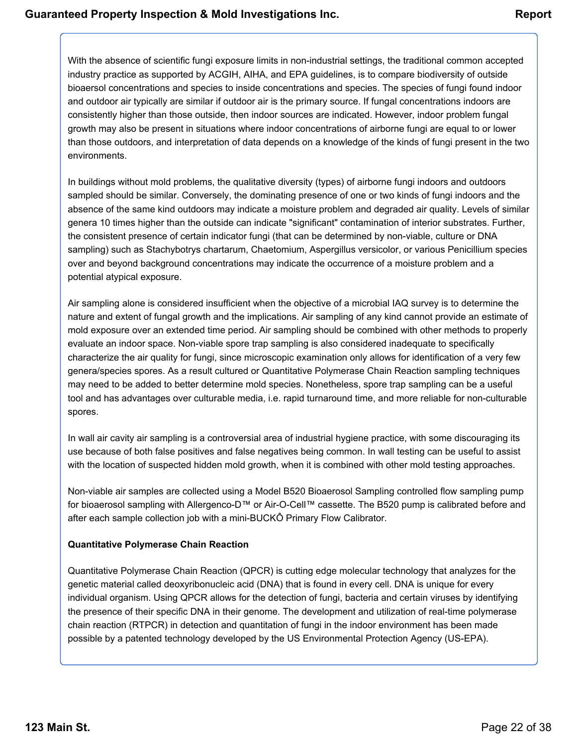With the absence of scientific fungi exposure limits in non-industrial settings, the traditional common accepted industry practice as supported by ACGIH, AIHA, and EPA guidelines, is to compare biodiversity of outside bioaersol concentrations and species to inside concentrations and species. The species of fungi found indoor and outdoor air typically are similar if outdoor air is the primary source. If fungal concentrations indoors are consistently higher than those outside, then indoor sources are indicated. However, indoor problem fungal growth may also be present in situations where indoor concentrations of airborne fungi are equal to or lower than those outdoors, and interpretation of data depends on a knowledge of the kinds of fungi present in the two environments.

In buildings without mold problems, the qualitative diversity (types) of airborne fungi indoors and outdoors sampled should be similar. Conversely, the dominating presence of one or two kinds of fungi indoors and the absence of the same kind outdoors may indicate a moisture problem and degraded air quality. Levels of similar genera 10 times higher than the outside can indicate "significant" contamination of interior substrates. Further, the consistent presence of certain indicator fungi (that can be determined by non-viable, culture or DNA sampling) such as Stachybotrys chartarum, Chaetomium, Aspergillus versicolor, or various Penicillium species over and beyond background concentrations may indicate the occurrence of a moisture problem and a potential atypical exposure.

Air sampling alone is considered insufficient when the objective of a microbial IAQ survey is to determine the nature and extent of fungal growth and the implications. Air sampling of any kind cannot provide an estimate of mold exposure over an extended time period. Air sampling should be combined with other methods to properly evaluate an indoor space. Non-viable spore trap sampling is also considered inadequate to specifically characterize the air quality for fungi, since microscopic examination only allows for identification of a very few genera/species spores. As a result cultured or Quantitative Polymerase Chain Reaction sampling techniques may need to be added to better determine mold species. Nonetheless, spore trap sampling can be a useful tool and has advantages over culturable media, i.e. rapid turnaround time, and more reliable for non-culturable spores.

In wall air cavity air sampling is a controversial area of industrial hygiene practice, with some discouraging its use because of both false positives and false negatives being common. In wall testing can be useful to assist with the location of suspected hidden mold growth, when it is combined with other mold testing approaches.

Non-viable air samples are collected using a Model B520 Bioaerosol Sampling controlled flow sampling pump for bioaerosol sampling with Allergenco-D™ or Air-O-Cell™ cassette. The B520 pump is calibrated before and after each sample collection job with a mini-BUCKÔ Primary Flow Calibrator.

**Quantitative Polymerase Chain Reaction**

Quantitative Polymerase Chain Reaction (QPCR) is cutting edge molecular technology that analyzes for the genetic material called deoxyribonucleic acid (DNA) that is found in every cell. DNA is unique for every individual organism. Using QPCR allows for the detection of fungi, bacteria and certain viruses by identifying the presence of their specific DNA in their genome. The development and utilization of real-time polymerase chain reaction (RTPCR) in detection and quantitation of fungi in the indoor environment has been made possible by a patented technology developed by the US Environmental Protection Agency (US-EPA).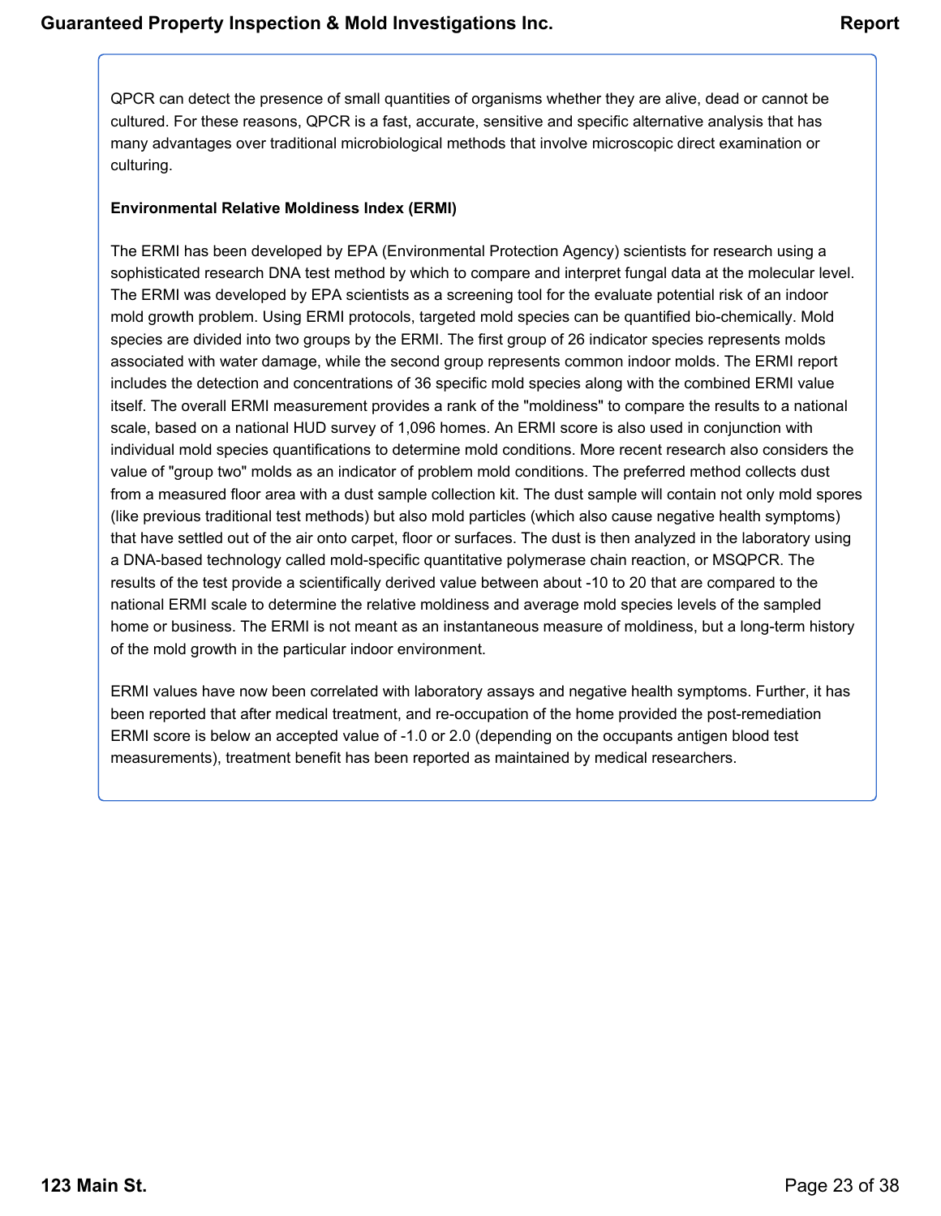QPCR can detect the presence of small quantities of organisms whether they are alive, dead or cannot be cultured. For these reasons, QPCR is a fast, accurate, sensitive and specific alternative analysis that has many advantages over traditional microbiological methods that involve microscopic direct examination or culturing.

**Environmental Relative Moldiness Index (ERMI)**

The ERMI has been developed by EPA (Environmental Protection Agency) scientists for research using a sophisticated research DNA test method by which to compare and interpret fungal data at the molecular level. The ERMI was developed by EPA scientists as a screening tool for the evaluate potential risk of an indoor mold growth problem. Using ERMI protocols, targeted mold species can be quantified bio-chemically. Mold species are divided into two groups by the ERMI. The first group of 26 indicator species represents molds associated with water damage, while the second group represents common indoor molds. The ERMI report includes the detection and concentrations of 36 specific mold species along with the combined ERMI value itself. The overall ERMI measurement provides a rank of the "moldiness" to compare the results to a national scale, based on a national HUD survey of 1,096 homes. An ERMI score is also used in conjunction with individual mold species quantifications to determine mold conditions. More recent research also considers the value of "group two" molds as an indicator of problem mold conditions. The preferred method collects dust from a measured floor area with a dust sample collection kit. The dust sample will contain not only mold spores (like previous traditional test methods) but also mold particles (which also cause negative health symptoms) that have settled out of the air onto carpet, floor or surfaces. The dust is then analyzed in the laboratory using a DNA-based technology called mold-specific quantitative polymerase chain reaction, or MSQPCR. The results of the test provide a scientifically derived value between about -10 to 20 that are compared to the national ERMI scale to determine the relative moldiness and average mold species levels of the sampled home or business. The ERMI is not meant as an instantaneous measure of moldiness, but a long-term history of the mold growth in the particular indoor environment.

ERMI values have now been correlated with laboratory assays and negative health symptoms. Further, it has been reported that after medical treatment, and re-occupation of the home provided the post-remediation ERMI score is below an accepted value of -1.0 or 2.0 (depending on the occupants antigen blood test measurements), treatment benefit has been reported as maintained by medical researchers.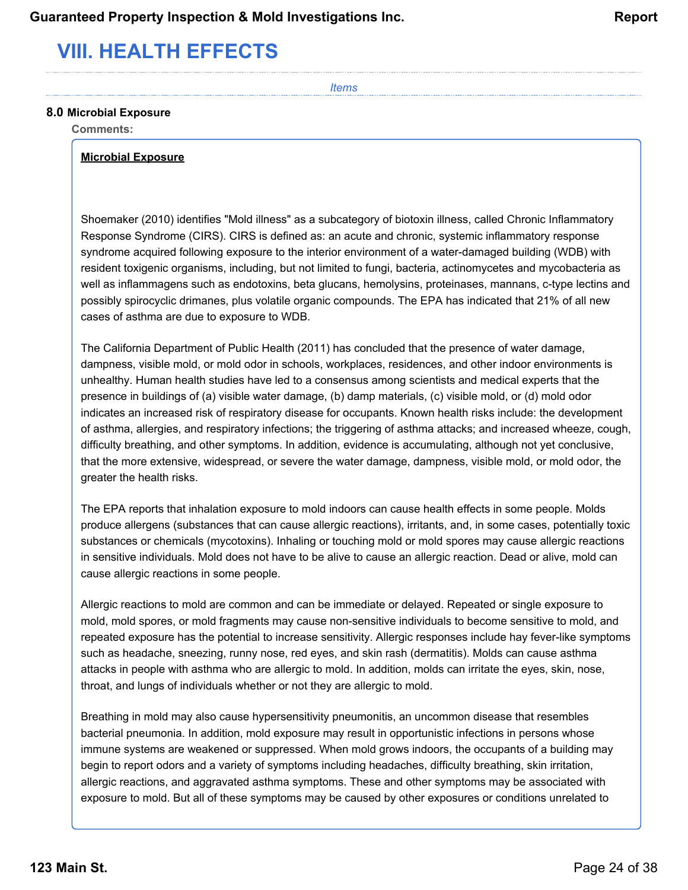# VIII. HEALTH EFFECTS

*Items*

**8.0 Microbial Exposure**

**Comments:**

**Microbial Exposure**

Shoemaker (2010) identifies "Mold illness" as a subcategory of biotoxin illness, called Chronic Inflammatory Response Syndrome (CIRS). CIRS is defined as: an acute and chronic, systemic inflammatory response syndrome acquired following exposure to the interior environment of a water-damaged building (WDB) with resident toxigenic organisms, including, but not limited to fungi, bacteria, actinomycetes and mycobacteria as well as inflammagens such as endotoxins, beta glucans, hemolysins, proteinases, mannans, c-type lectins and possibly spirocyclic drimanes, plus volatile organic compounds. The EPA has indicated that 21% of all new cases of asthma are due to exposure to WDB.

The California Department of Public Health (2011) has concluded that the presence of water damage, dampness, visible mold, or mold odor in schools, workplaces, residences, and other indoor environments is unhealthy. Human health studies have led to a consensus among scientists and medical experts that the presence in buildings of (a) visible water damage, (b) damp materials, (c) visible mold, or (d) mold odor indicates an increased risk of respiratory disease for occupants. Known health risks include: the development of asthma, allergies, and respiratory infections; the triggering of asthma attacks; and increased wheeze, cough, difficulty breathing, and other symptoms. In addition, evidence is accumulating, although not yet conclusive, that the more extensive, widespread, or severe the water damage, dampness, visible mold, or mold odor, the greater the health risks.

The EPA reports that inhalation exposure to mold indoors can cause health effects in some people. Molds produce allergens (substances that can cause allergic reactions), irritants, and, in some cases, potentially toxic substances or chemicals (mycotoxins). Inhaling or touching mold or mold spores may cause allergic reactions in sensitive individuals. Mold does not have to be alive to cause an allergic reaction. Dead or alive, mold can cause allergic reactions in some people.

Allergic reactions to mold are common and can be immediate or delayed. Repeated or single exposure to mold, mold spores, or mold fragments may cause non-sensitive individuals to become sensitive to mold, and repeated exposure has the potential to increase sensitivity. Allergic responses include hay fever-like symptoms such as headache, sneezing, runny nose, red eyes, and skin rash (dermatitis). Molds can cause asthma attacks in people with asthma who are allergic to mold. In addition, molds can irritate the eyes, skin, nose, throat, and lungs of individuals whether or not they are allergic to mold.

Breathing in mold may also cause hypersensitivity pneumonitis, an uncommon disease that resembles bacterial pneumonia. In addition, mold exposure may result in opportunistic infections in persons whose immune systems are weakened or suppressed. When mold grows indoors, the occupants of a building may begin to report odors and a variety of symptoms including headaches, difficulty breathing, skin irritation, allergic reactions, and aggravated asthma symptoms. These and other symptoms may be associated with exposure to mold. But all of these symptoms may be caused by other exposures or conditions unrelated to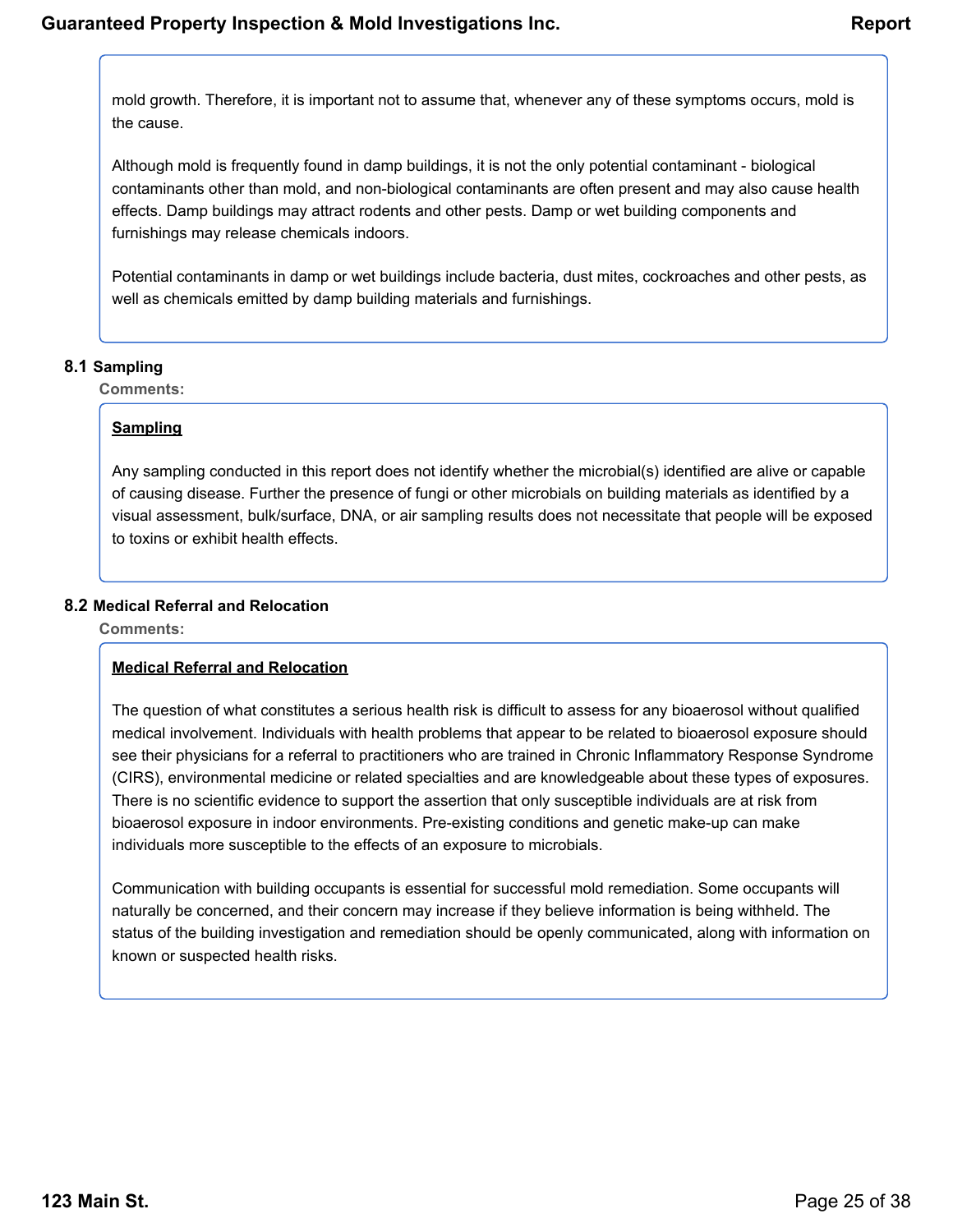mold growth. Therefore, it is important not to assume that, whenever any of these symptoms occurs, mold is the cause.

Although mold is frequently found in damp buildings, it is not the only potential contaminant - biological contaminants other than mold, and non-biological contaminants are often present and may also cause health effects. Damp buildings may attract rodents and other pests. Damp or wet building components and furnishings may release chemicals indoors.

Potential contaminants in damp or wet buildings include bacteria, dust mites, cockroaches and other pests, as well as chemicals emitted by damp building materials and furnishings.

## 8.1 Sampling

**Comments:**

**Sampling**

Any sampling conducted in this report does not identify whether the microbial(s) identified are alive or capable of causing disease. Further the presence of fungi or other microbials on building materials as identified by a visual assessment, bulk/surface, DNA, or air sampling results does not necessitate that people will be exposed to toxins or exhibit health effects.

## 8.2 Medical Referral and Relocation

**Comments:**

**Medical Referral and Relocation**

The question of what constitutes a serious health risk is difficult to assess for any bioaerosol without qualified medical involvement. Individuals with health problems that appear to be related to bioaerosol exposure should see their physicians for a referral to practitioners who are trained in Chronic Inflammatory Response Syndrome (CIRS), environmental medicine or related specialties and are knowledgeable about these types of exposures. There is no scientific evidence to support the assertion that only susceptible individuals are at risk from bioaerosol exposure in indoor environments. Pre-existing conditions and genetic make-up can make individuals more susceptible to the effects of an exposure to microbials.

Communication with building occupants is essential for successful mold remediation. Some occupants will naturally be concerned, and their concern may increase if they believe information is being withheld. The status of the building investigation and remediation should be openly communicated, along with information on known or suspected health risks.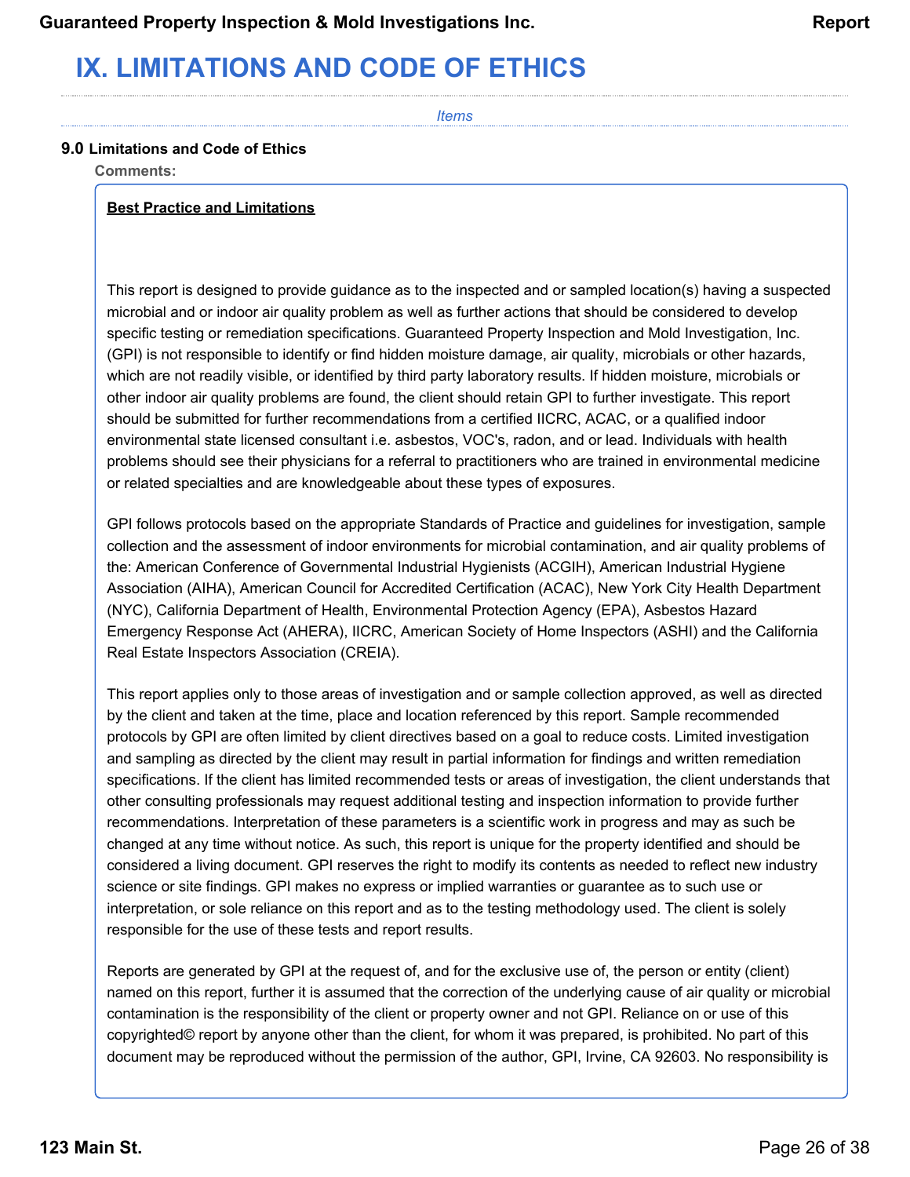# IX. LIMITATIONS AND CODE OF ETHICS

*Items*

**9.0 Limitations and Code of Ethics**

**Comments:**

**<u>Best Practice and Limitations</u>**

This report is designed to provide guidance as to the inspected and or sampled location(s) having a suspected microbial and or indoor air quality problem as well as further actions that should be considered to develop specific testing or remediation specifications. Guaranteed Property Inspection and Mold Investigation, Inc. (GPI) is not responsible to identify or find hidden moisture damage, air quality, microbials or other hazards, which are not readily visible, or identified by third party laboratory results. If hidden moisture, microbials or other indoor air quality problems are found, the client should retain GPI to further investigate. This report should be submitted for further recommendations from a certified IICRC, ACAC, or a qualified indoor environmental state licensed consultant i.e. asbestos, VOC's, radon, and or lead. Individuals with health problems should see their physicians for a referral to practitioners who are trained in environmental medicine or related specialties and are knowledgeable about these types of exposures.

GPI follows protocols based on the appropriate Standards of Practice and guidelines for investigation, sample collection and the assessment of indoor environments for microbial contamination, and air quality problems of the: American Conference of Governmental Industrial Hygienists (ACGIH), American Industrial Hygiene Association (AIHA), American Council for Accredited Certification (ACAC), New York City Health Department (NYC), California Department of Health, Environmental Protection Agency (EPA), Asbestos Hazard Emergency Response Act (AHERA), IICRC, American Society of Home Inspectors (ASHI) and the California Real Estate Inspectors Association (CREIA).

This report applies only to those areas of investigation and or sample collection approved, as well as directed by the client and taken at the time, place and location referenced by this report. Sample recommended protocols by GPI are often limited by client directives based on a goal to reduce costs. Limited investigation and sampling as directed by the client may result in partial information for findings and written remediation specifications. If the client has limited recommended tests or areas of investigation, the client understands that other consulting professionals may request additional testing and inspection information to provide further recommendations. Interpretation of these parameters is a scientific work in progress and may as such be changed at any time without notice. As such, this report is unique for the property identified and should be considered a living document. GPI reserves the right to modify its contents as needed to reflect new industry science or site findings. GPI makes no express or implied warranties or guarantee as to such use or interpretation, or sole reliance on this report and as to the testing methodology used. The client is solely responsible for the use of these tests and report results.

Reports are generated by GPI at the request of, and for the exclusive use of, the person or entity (client) named on this report, further it is assumed that the correction of the underlying cause of air quality or microbial contamination is the responsibility of the client or property owner and not GPI. Reliance on or use of this copyrighted© report by anyone other than the client, for whom it was prepared, is prohibited. No part of this document may be reproduced without the permission of the author, GPI, Irvine, CA 92603. No responsibility is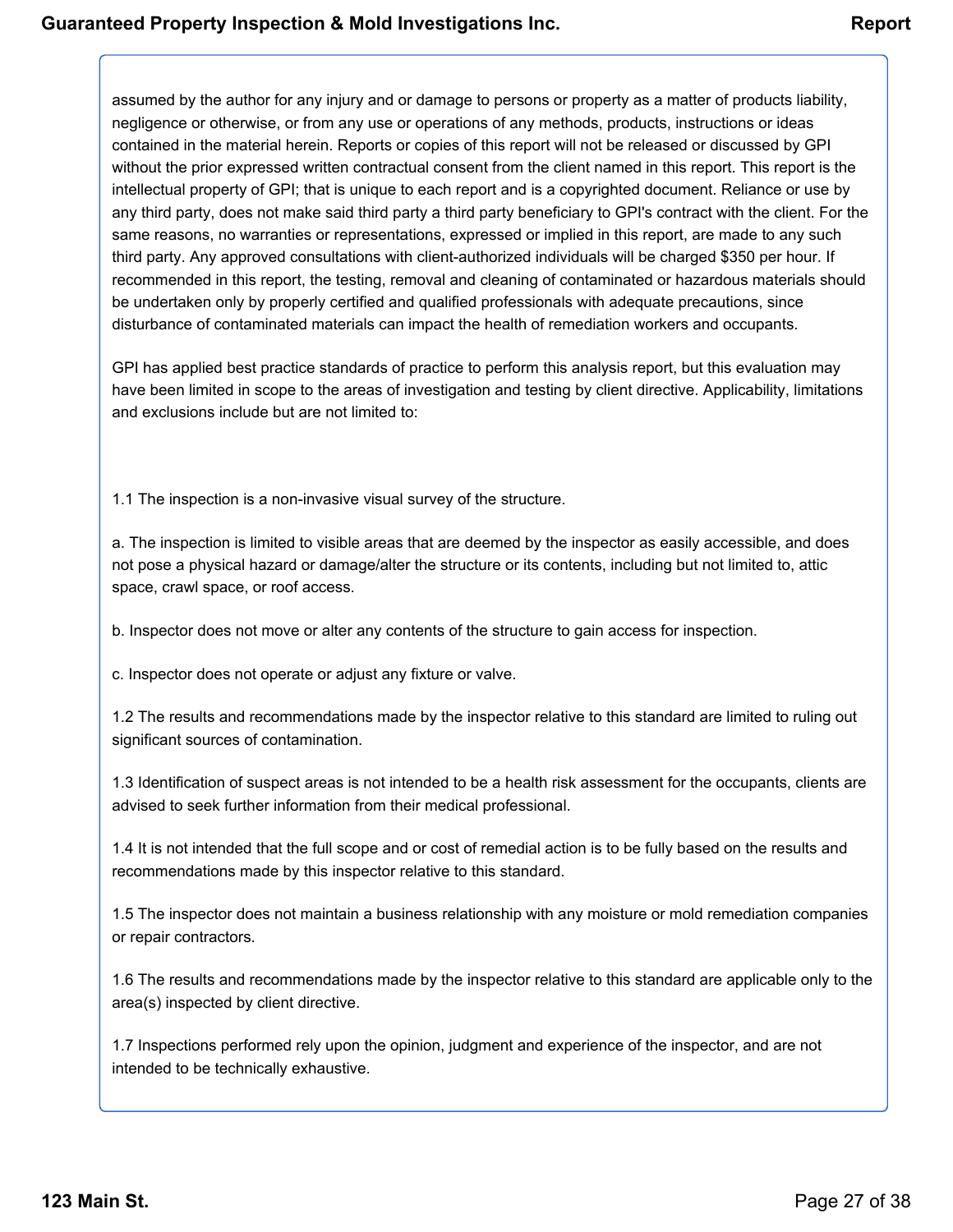assumed by the author for any injury and or damage to persons or property as a matter of products liability, negligence or otherwise, or from any use or operations of any methods, products, instructions or ideas contained in the material herein. Reports or copies of this report will not be released or discussed by GPI without the prior expressed written contractual consent from the client named in this report. This report is the intellectual property of GPI; that is unique to each report and is a copyrighted document. Reliance or use by any third party, does not make said third party a third party beneficiary to GPI's contract with the client. For the same reasons, no warranties or representations, expressed or implied in this report, are made to any such third party. Any approved consultations with client-authorized individuals will be charged $350 per hour. If recommended in this report, the testing, removal and cleaning of contaminated or hazardous materials should be undertaken only by properly certified and qualified professionals with adequate precautions, since disturbance of contaminated materials can impact the health of remediation workers and occupants.

GPI has applied best practice standards of practice to perform this analysis report, but this evaluation may have been limited in scope to the areas of investigation and testing by client directive. Applicability, limitations and exclusions include but are not limited to:

1.1 The inspection is a non-invasive visual survey of the structure.

a. The inspection is limited to visible areas that are deemed by the inspector as easily accessible, and does not pose a physical hazard or damage/alter the structure or its contents, including but not limited to, attic space, crawl space, or roof access.

b. Inspector does not move or alter any contents of the structure to gain access for inspection.

c. Inspector does not operate or adjust any fixture or valve.

1.2 The results and recommendations made by the inspector relative to this standard are limited to ruling out significant sources of contamination.

1.3 Identification of suspect areas is not intended to be a health risk assessment for the occupants, clients are advised to seek further information from their medical professional.

1.4 It is not intended that the full scope and or cost of remedial action is to be fully based on the results and recommendations made by this inspector relative to this standard.

1.5 The inspector does not maintain a business relationship with any moisture or mold remediation companies or repair contractors.

1.6 The results and recommendations made by the inspector relative to this standard are applicable only to the area(s) inspected by client directive.

1.7 Inspections performed rely upon the opinion, judgment and experience of the inspector, and are not intended to be technically exhaustive.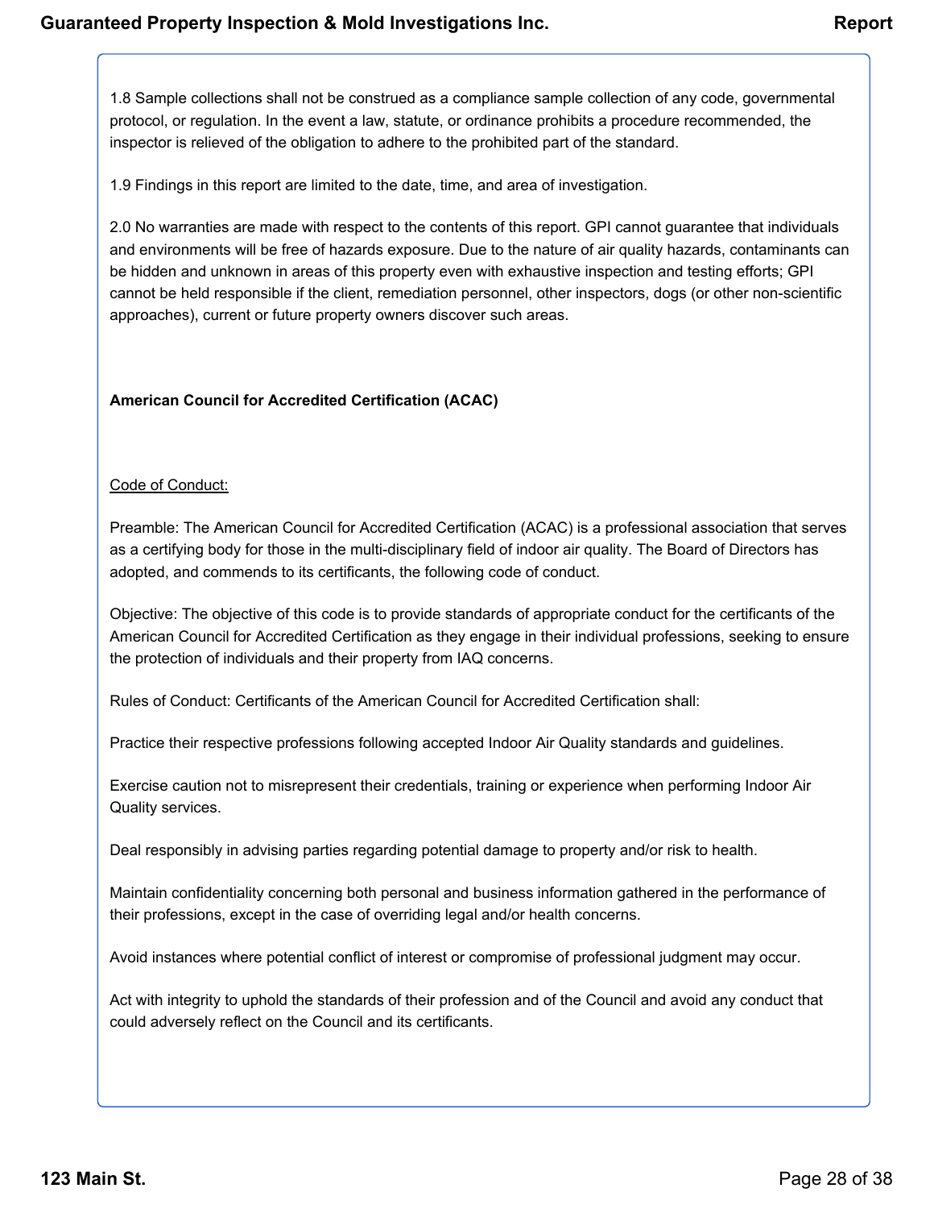1.8 Sample collections shall not be construed as a compliance sample collection of any code, governmental protocol, or regulation. In the event a law, statute, or ordinance prohibits a procedure recommended, the inspector is relieved of the obligation to adhere to the prohibited part of the standard.

1.9 Findings in this report are limited to the date, time, and area of investigation.

2.0 No warranties are made with respect to the contents of this report. GPI cannot guarantee that individuals and environments will be free of hazards exposure. Due to the nature of air quality hazards, contaminants can be hidden and unknown in areas of this property even with exhaustive inspection and testing efforts; GPI cannot be held responsible if the client, remediation personnel, other inspectors, dogs (or other non-scientific approaches), current or future property owners discover such areas.

**American Council for Accredited Certification (ACAC)**

Code of Conduct:

Preamble: The American Council for Accredited Certification (ACAC) is a professional association that serves as a certifying body for those in the multi-disciplinary field of indoor air quality. The Board of Directors has adopted, and commends to its certificants, the following code of conduct.

Objective: The objective of this code is to provide standards of appropriate conduct for the certificants of the American Council for Accredited Certification as they engage in their individual professions, seeking to ensure the protection of individuals and their property from IAQ concerns.

Rules of Conduct: Certificants of the American Council for Accredited Certification shall:

Practice their respective professions following accepted Indoor Air Quality standards and guidelines.

Exercise caution not to misrepresent their credentials, training or experience when performing Indoor Air Quality services.

Deal responsibly in advising parties regarding potential damage to property and/or risk to health.

Maintain confidentiality concerning both personal and business information gathered in the performance of their professions, except in the case of overriding legal and/or health concerns.

Avoid instances where potential conflict of interest or compromise of professional judgment may occur.

Act with integrity to uphold the standards of their profession and of the Council and avoid any conduct that could adversely reflect on the Council and its certificants.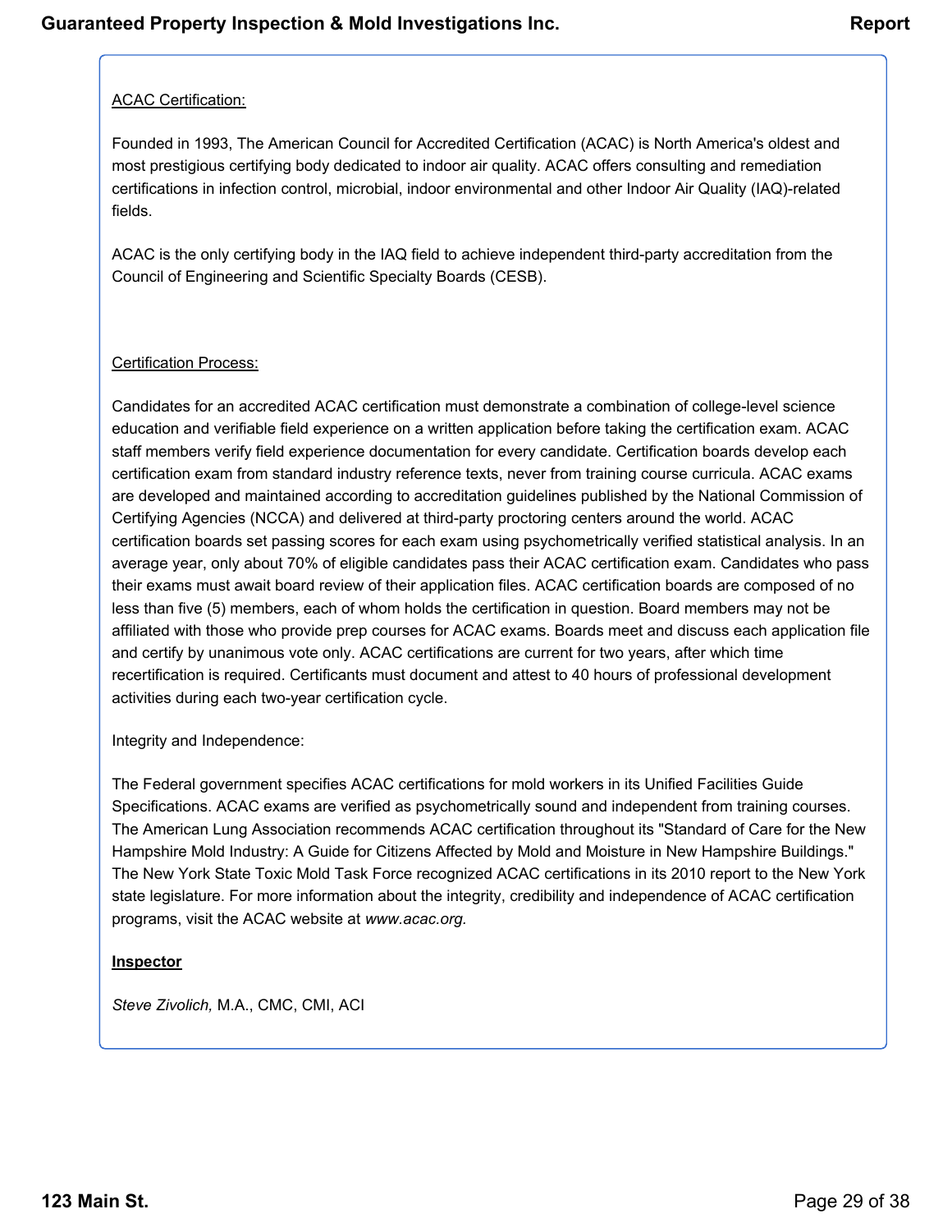<u>ACAC Certification:</u>

Founded in 1993, The American Council for Accredited Certification (ACAC) is North America's oldest and most prestigious certifying body dedicated to indoor air quality. ACAC offers consulting and remediation certifications in infection control, microbial, indoor environmental and other Indoor Air Quality (IAQ)-related fields.

ACAC is the only certifying body in the IAQ field to achieve independent third-party accreditation from the Council of Engineering and Scientific Specialty Boards (CESB).

<u>Certification Process:</u>

Candidates for an accredited ACAC certification must demonstrate a combination of college-level science education and verifiable field experience on a written application before taking the certification exam. ACAC staff members verify field experience documentation for every candidate. Certification boards develop each certification exam from standard industry reference texts, never from training course curricula. ACAC exams are developed and maintained according to accreditation guidelines published by the National Commission of Certifying Agencies (NCCA) and delivered at third-party proctoring centers around the world. ACAC certification boards set passing scores for each exam using psychometrically verified statistical analysis. In an average year, only about 70% of eligible candidates pass their ACAC certification exam. Candidates who pass their exams must await board review of their application files. ACAC certification boards are composed of no less than five (5) members, each of whom holds the certification in question. Board members may not be affiliated with those who provide prep courses for ACAC exams. Boards meet and discuss each application file and certify by unanimous vote only. ACAC certifications are current for two years, after which time recertification is required. Certificants must document and attest to 40 hours of professional development activities during each two-year certification cycle.

Integrity and Independence:

The Federal government specifies ACAC certifications for mold workers in its Unified Facilities Guide Specifications. ACAC exams are verified as psychometrically sound and independent from training courses. The American Lung Association recommends ACAC certification throughout its "Standard of Care for the New Hampshire Mold Industry: A Guide for Citizens Affected by Mold and Moisture in New Hampshire Buildings." The New York State Toxic Mold Task Force recognized ACAC certifications in its 2010 report to the New York state legislature. For more information about the integrity, credibility and independence of ACAC certification programs, visit the ACAC website at *www.acac.org.*

**<u>Inspector</u>**

*Steve Zivolich,* M.A., CMC, CMI, ACI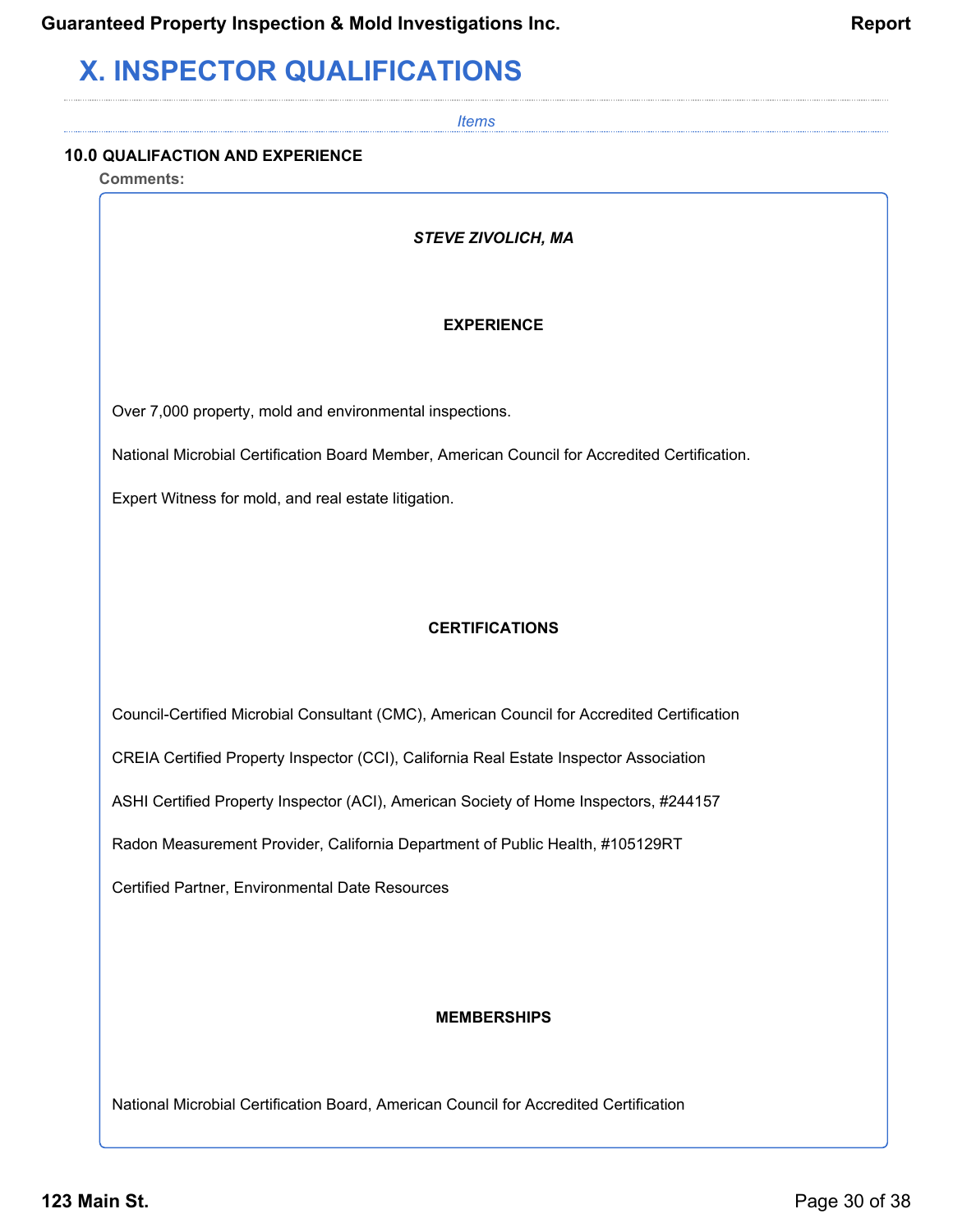# X. INSPECTOR QUALIFICATIONS

*Items*

### 10.0 QUALIFACTION AND EXPERIENCE

**Comments:**

***STEVE ZIVOLICH, MA***

**EXPERIENCE**

Over 7,000 property, mold and environmental inspections.

National Microbial Certification Board Member, American Council for Accredited Certification.

Expert Witness for mold, and real estate litigation.

**CERTIFICATIONS**

Council-Certified Microbial Consultant (CMC), American Council for Accredited Certification

CREIA Certified Property Inspector (CCI), California Real Estate Inspector Association

ASHI Certified Property Inspector (ACI), American Society of Home Inspectors, #244157

Radon Measurement Provider, California Department of Public Health, #105129RT

Certified Partner, Environmental Date Resources

**MEMBERSHIPS**

National Microbial Certification Board, American Council for Accredited Certification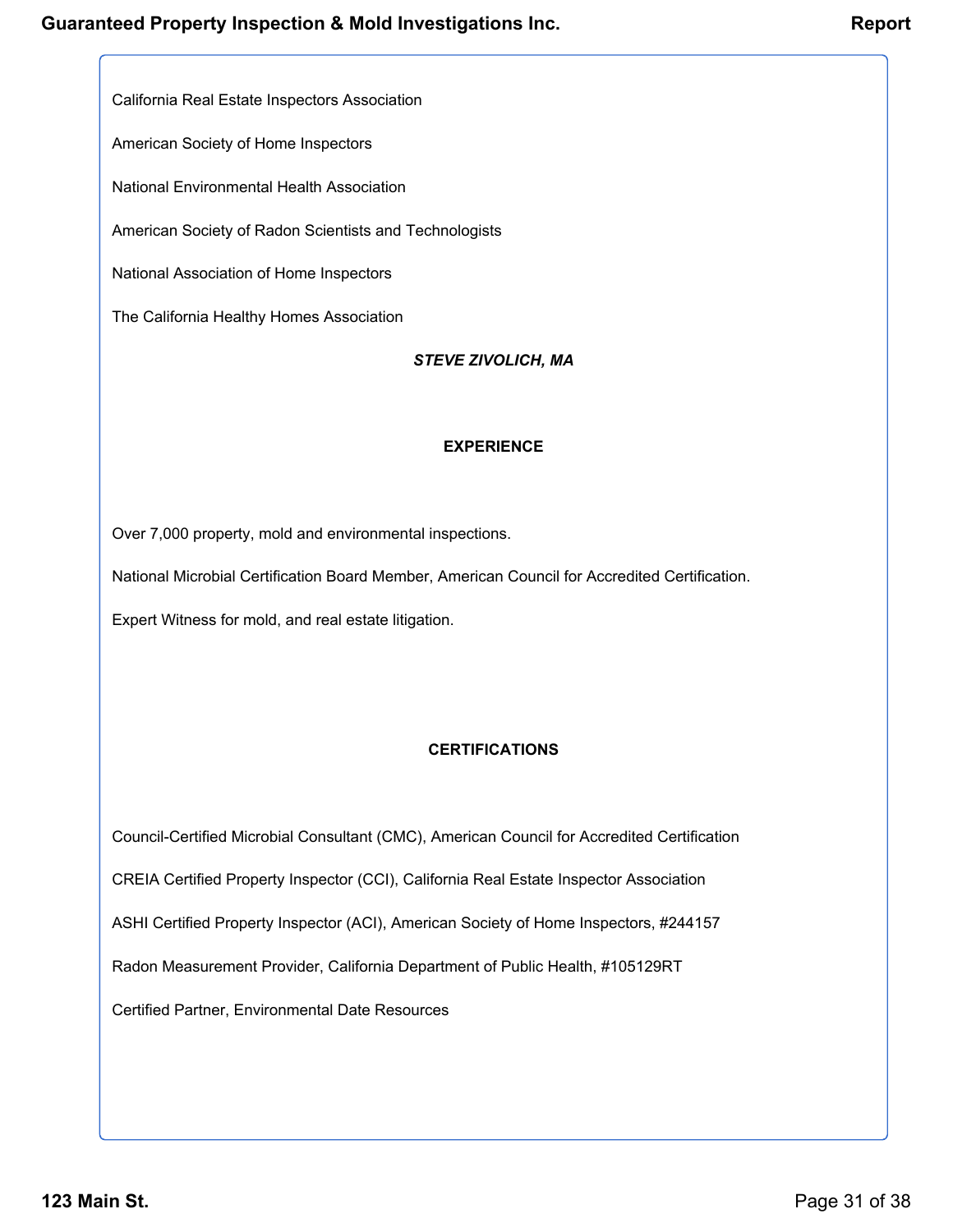California Real Estate Inspectors Association

American Society of Home Inspectors

National Environmental Health Association

American Society of Radon Scientists and Technologists

National Association of Home Inspectors

The California Healthy Homes Association

***STEVE ZIVOLICH, MA***

**EXPERIENCE**

Over 7,000 property, mold and environmental inspections.

National Microbial Certification Board Member, American Council for Accredited Certification.

Expert Witness for mold, and real estate litigation.

**CERTIFICATIONS**

Council-Certified Microbial Consultant (CMC), American Council for Accredited Certification

CREIA Certified Property Inspector (CCI), California Real Estate Inspector Association

ASHI Certified Property Inspector (ACI), American Society of Home Inspectors, #244157

Radon Measurement Provider, California Department of Public Health, #105129RT

Certified Partner, Environmental Date Resources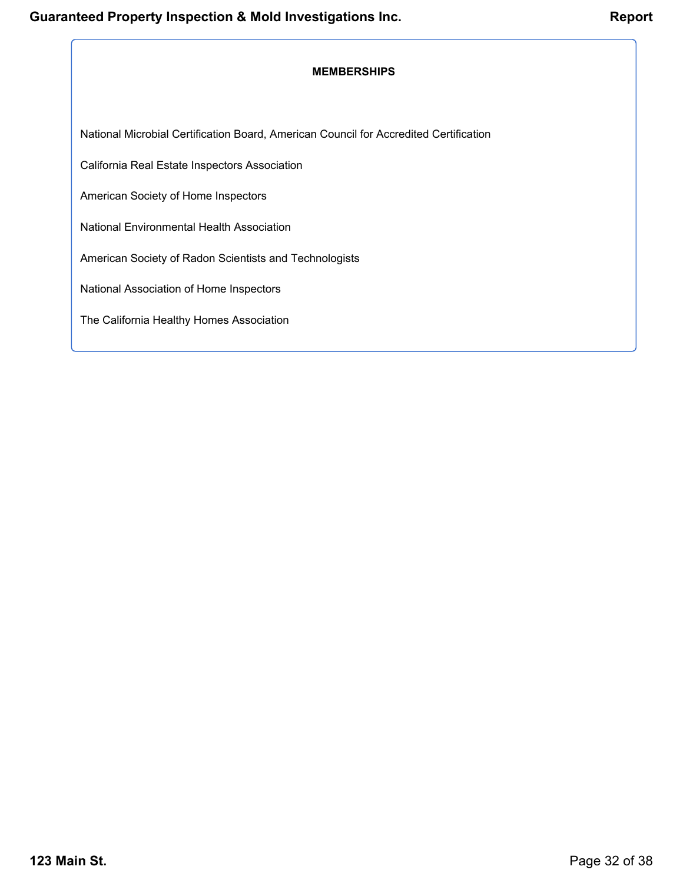## MEMBERSHIPS

National Microbial Certification Board, American Council for Accredited Certification

California Real Estate Inspectors Association

American Society of Home Inspectors

National Environmental Health Association

American Society of Radon Scientists and Technologists

National Association of Home Inspectors

The California Healthy Homes Association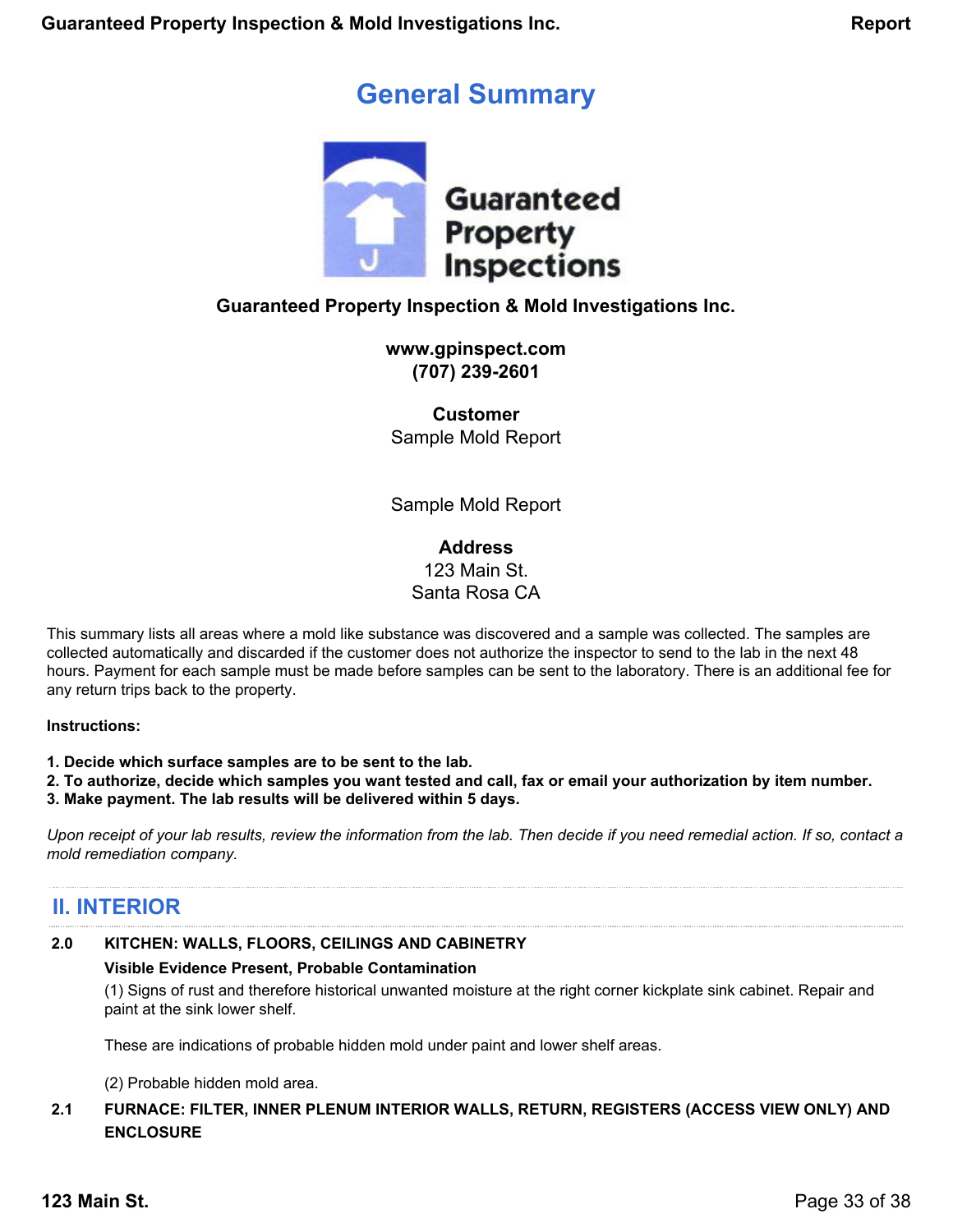# General Summary

**Guaranteed Property Inspection & Mold Investigations Inc.**

**www.gpinspect.com**
**(707) 239-2601**

**Customer**
Sample Mold Report

Sample Mold Report

**Address**
123 Main St.
Santa Rosa CA

This summary lists all areas where a mold like substance was discovered and a sample was collected. The samples are collected automatically and discarded if the customer does not authorize the inspector to send to the lab in the next 48 hours. Payment for each sample must be made before samples can be sent to the laboratory. There is an additional fee for any return trips back to the property.

**Instructions:**

**1. Decide which surface samples are to be sent to the lab.**
**2. To authorize, decide which samples you want tested and call, fax or email your authorization by item number.**
**3. Make payment. The lab results will be delivered within 5 days.**

*Upon receipt of your lab results, review the information from the lab. Then decide if you need remedial action. If so, contact a mold remediation company.*

## II. INTERIOR

**2.0 KITCHEN: WALLS, FLOORS, CEILINGS AND CABINETRY**

**Visible Evidence Present, Probable Contamination**

(1) Signs of rust and therefore historical unwanted moisture at the right corner kickplate sink cabinet. Repair and paint at the sink lower shelf.

These are indications of probable hidden mold under paint and lower shelf areas.

(2) Probable hidden mold area.

**2.1 FURNACE: FILTER, INNER PLENUM INTERIOR WALLS, RETURN, REGISTERS (ACCESS VIEW ONLY) AND ENCLOSURE**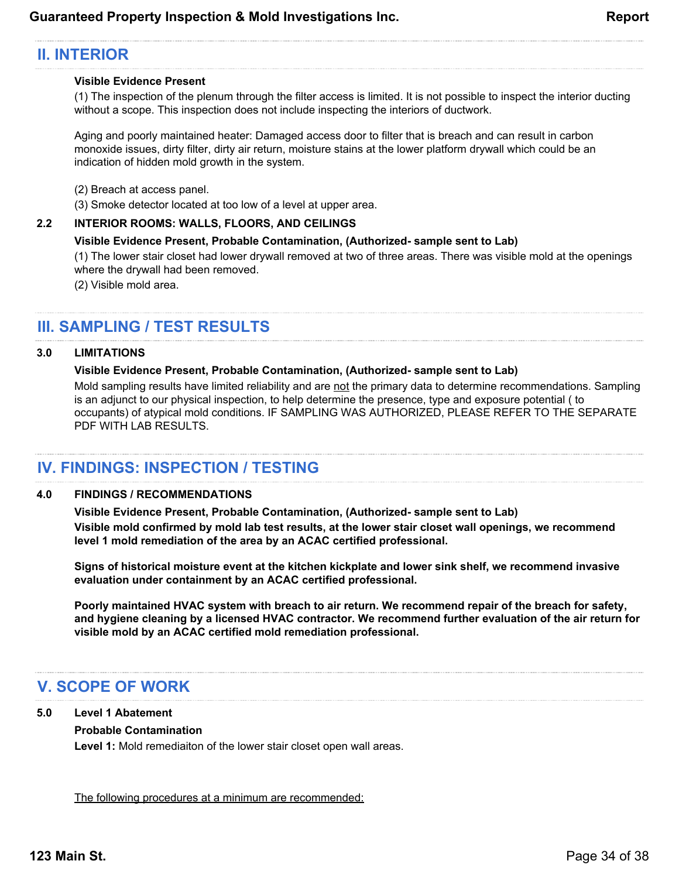## II. INTERIOR

**Visible Evidence Present**

(1) The inspection of the plenum through the filter access is limited. It is not possible to inspect the interior ducting without a scope. This inspection does not include inspecting the interiors of ductwork.

Aging and poorly maintained heater: Damaged access door to filter that is breach and can result in carbon monoxide issues, dirty filter, dirty air return, moisture stains at the lower platform drywall which could be an indication of hidden mold growth in the system.

(2) Breach at access panel.

(3) Smoke detector located at too low of a level at upper area.

### 2.2 INTERIOR ROOMS: WALLS, FLOORS, AND CEILINGS

**Visible Evidence Present, Probable Contamination, (Authorized- sample sent to Lab)**

(1) The lower stair closet had lower drywall removed at two of three areas. There was visible mold at the openings where the drywall had been removed.

(2) Visible mold area.

## III. SAMPLING / TEST RESULTS

### 3.0 LIMITATIONS

**Visible Evidence Present, Probable Contamination, (Authorized- sample sent to Lab)**

Mold sampling results have limited reliability and are <u>not</u> the primary data to determine recommendations. Sampling is an adjunct to our physical inspection, to help determine the presence, type and exposure potential ( to occupants) of atypical mold conditions. IF SAMPLING WAS AUTHORIZED, PLEASE REFER TO THE SEPARATE PDF WITH LAB RESULTS.

## IV. FINDINGS: INSPECTION / TESTING

### 4.0 FINDINGS / RECOMMENDATIONS

**Visible Evidence Present, Probable Contamination, (Authorized- sample sent to Lab)**

**Visible mold confirmed by mold lab test results, at the lower stair closet wall openings, we recommend level 1 mold remediation of the area by an ACAC certified professional.**

**Signs of historical moisture event at the kitchen kickplate and lower sink shelf, we recommend invasive evaluation under containment by an ACAC certified professional.**

**Poorly maintained HVAC system with breach to air return. We recommend repair of the breach for safety, and hygiene cleaning by a licensed HVAC contractor. We recommend further evaluation of the air return for visible mold by an ACAC certified mold remediation professional.**

## V. SCOPE OF WORK

### 5.0 Level 1 Abatement

**Probable Contamination**

**Level 1:** Mold remediaiton of the lower stair closet open wall areas.

<u>The following procedures at a minimum are recommended:</u>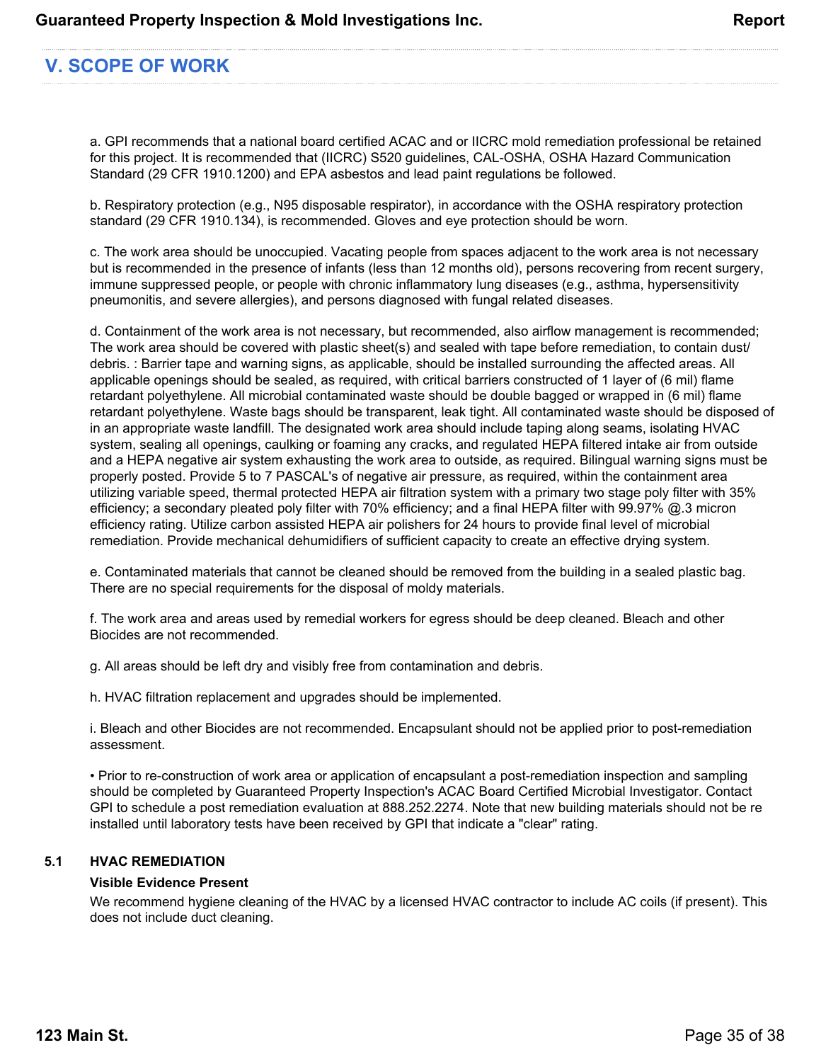## V. SCOPE OF WORK

a. GPI recommends that a national board certified ACAC and or IICRC mold remediation professional be retained for this project. It is recommended that (IICRC) S520 guidelines, CAL-OSHA, OSHA Hazard Communication Standard (29 CFR 1910.1200) and EPA asbestos and lead paint regulations be followed.

b. Respiratory protection (e.g., N95 disposable respirator), in accordance with the OSHA respiratory protection standard (29 CFR 1910.134), is recommended. Gloves and eye protection should be worn.

c. The work area should be unoccupied. Vacating people from spaces adjacent to the work area is not necessary but is recommended in the presence of infants (less than 12 months old), persons recovering from recent surgery, immune suppressed people, or people with chronic inflammatory lung diseases (e.g., asthma, hypersensitivity pneumonitis, and severe allergies), and persons diagnosed with fungal related diseases.

d. Containment of the work area is not necessary, but recommended, also airflow management is recommended; The work area should be covered with plastic sheet(s) and sealed with tape before remediation, to contain dust/debris. : Barrier tape and warning signs, as applicable, should be installed surrounding the affected areas. All applicable openings should be sealed, as required, with critical barriers constructed of 1 layer of (6 mil) flame retardant polyethylene. All microbial contaminated waste should be double bagged or wrapped in (6 mil) flame retardant polyethylene. Waste bags should be transparent, leak tight. All contaminated waste should be disposed of in an appropriate waste landfill. The designated work area should include taping along seams, isolating HVAC system, sealing all openings, caulking or foaming any cracks, and regulated HEPA filtered intake air from outside and a HEPA negative air system exhausting the work area to outside, as required. Bilingual warning signs must be properly posted. Provide 5 to 7 PASCAL's of negative air pressure, as required, within the containment area utilizing variable speed, thermal protected HEPA air filtration system with a primary two stage poly filter with 35% efficiency; a secondary pleated poly filter with 70% efficiency; and a final HEPA filter with 99.97% @.3 micron efficiency rating. Utilize carbon assisted HEPA air polishers for 24 hours to provide final level of microbial remediation. Provide mechanical dehumidifiers of sufficient capacity to create an effective drying system.

e. Contaminated materials that cannot be cleaned should be removed from the building in a sealed plastic bag. There are no special requirements for the disposal of moldy materials.

f. The work area and areas used by remedial workers for egress should be deep cleaned. Bleach and other Biocides are not recommended.

g. All areas should be left dry and visibly free from contamination and debris.

h. HVAC filtration replacement and upgrades should be implemented.

i. Bleach and other Biocides are not recommended. Encapsulant should not be applied prior to post-remediation assessment.

- Prior to re-construction of work area or application of encapsulant a post-remediation inspection and sampling should be completed by Guaranteed Property Inspection's ACAC Board Certified Microbial Investigator. Contact GPI to schedule a post remediation evaluation at 888.252.2274. Note that new building materials should not be re installed until laboratory tests have been received by GPI that indicate a "clear" rating.

### 5.1 HVAC REMEDIATION

**Visible Evidence Present**

We recommend hygiene cleaning of the HVAC by a licensed HVAC contractor to include AC coils (if present). This does not include duct cleaning.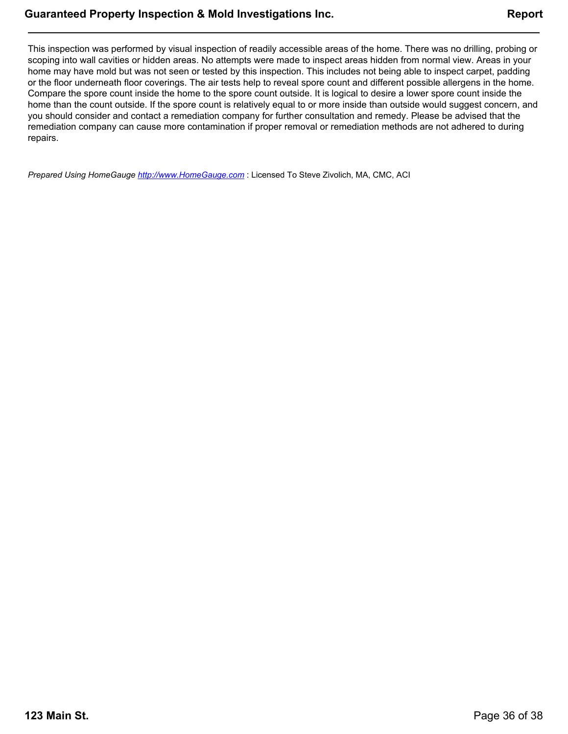This inspection was performed by visual inspection of readily accessible areas of the home. There was no drilling, probing or scoping into wall cavities or hidden areas. No attempts were made to inspect areas hidden from normal view. Areas in your home may have mold but was not seen or tested by this inspection. This includes not being able to inspect carpet, padding or the floor underneath floor coverings. The air tests help to reveal spore count and different possible allergens in the home. Compare the spore count inside the home to the spore count outside. It is logical to desire a lower spore count inside the home than the count outside. If the spore count is relatively equal to or more inside than outside would suggest concern, and you should consider and contact a remediation company for further consultation and remedy. Please be advised that the remediation company can cause more contamination if proper removal or remediation methods are not adhered to during repairs.

*Prepared Using HomeGauge* [*http://www.HomeGauge.com*](http://www.HomeGauge.com) : Licensed To Steve Zivolich, MA, CMC, ACI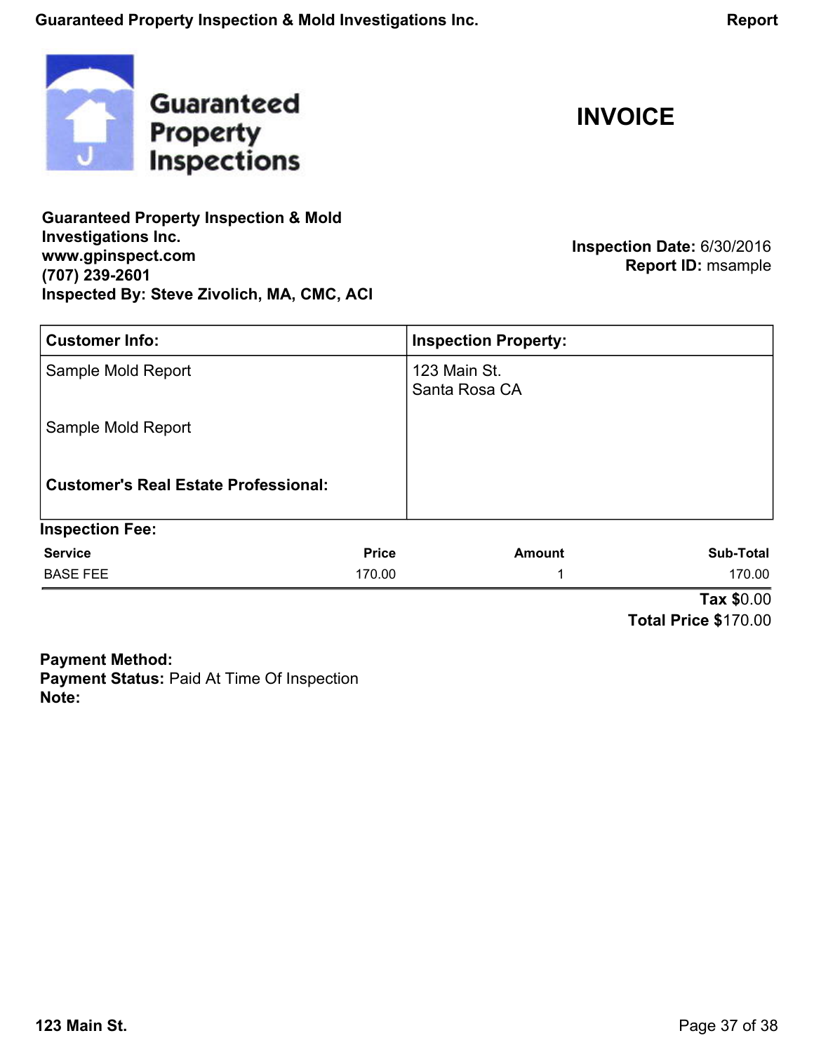Guaranteed Property Inspections

# INVOICE

**Guaranteed Property Inspection & Mold Investigations Inc.**
**www.gpinspect.com**
**(707) 239-2601**
**Inspected By: Steve Zivolich, MA, CMC, ACI**

**Inspection Date:** 6/30/2016
**Report ID:** msample

| Customer Info: | Inspection Property: |
| --- | --- |
| Sample Mold Report<br><br>Sample Mold Report<br><br>**Customer's Real Estate Professional:** | 123 Main St.<br>Santa Rosa CA |

**Inspection Fee:**

| Service | Price | Amount | Sub-Total |
| --- | --- | --- | --- |
| BASE FEE | 170.00 | 1 | 170.00 |

**Tax** $0.00
**Total Price** $170.00

**Payment Method:**
**Payment Status:** Paid At Time Of Inspection
**Note:**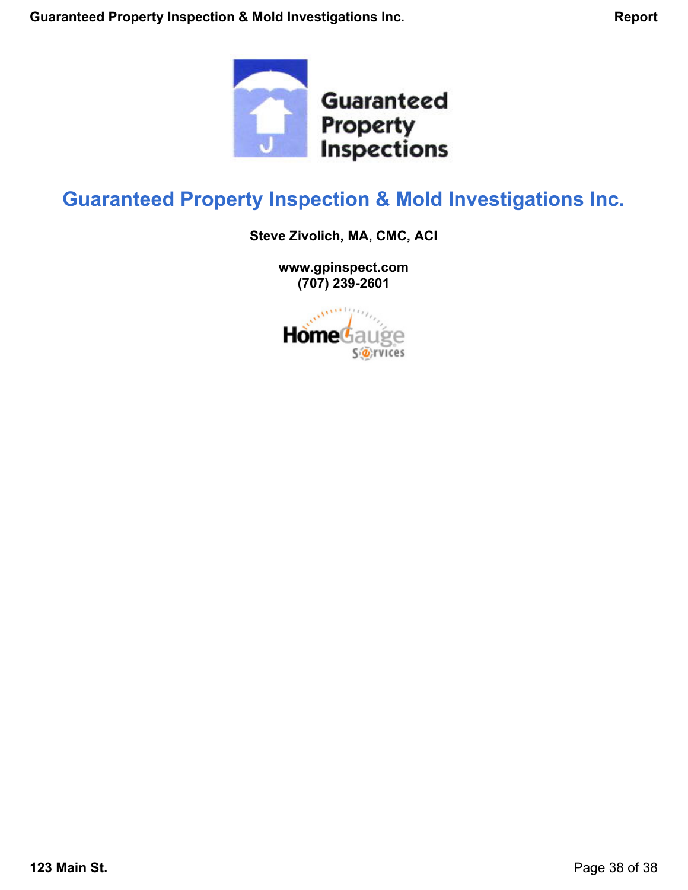Guaranteed Property Inspections

# Guaranteed Property Inspection & Mold Investigations Inc.

**Steve Zivolich, MA, CMC, ACI**

**www.gpinspect.com**
**(707) 239-2601**

HomeGauge Services